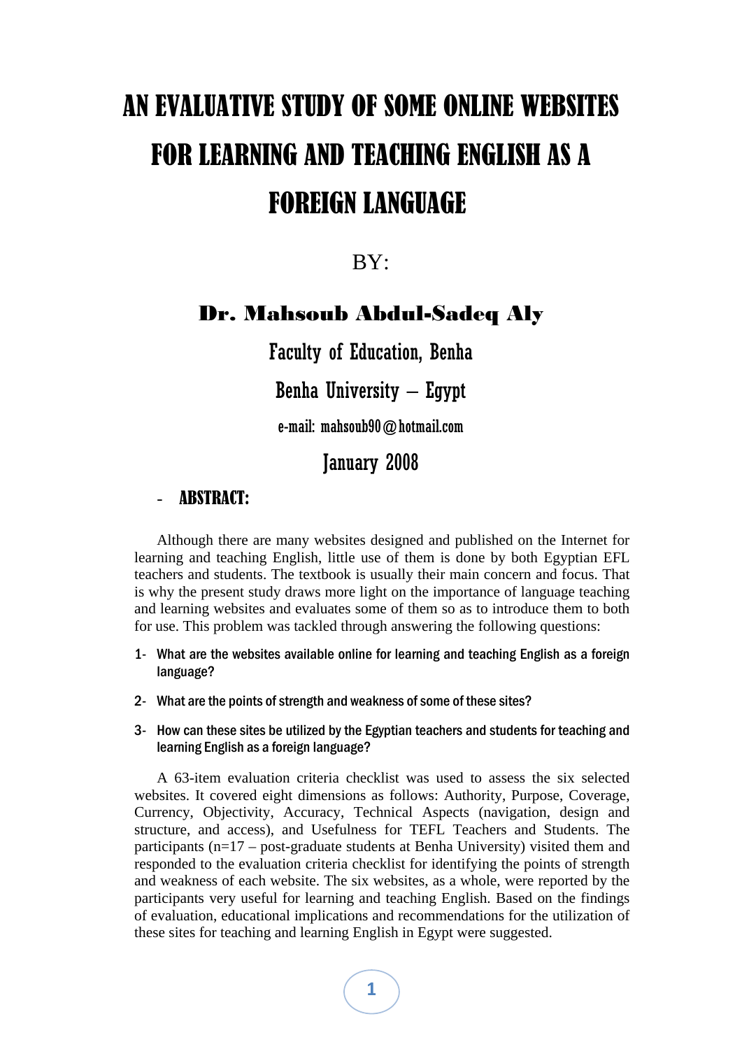# AN EVALUATIVE STUDY OF SOME ONLINE WEBSITES FOR LEARNING AND TEACHING ENGLISH AS A FOREIGN LANGUAGE

BY:

**Dr. Mahsoub Abdul-Sadeq Aly**

Faculty of Education, Benha

Benha University – Egypt

e-mail: mahsoub90@hotmail.com

January 2008

## - ABSTRACT:

Although there are many websites designed and published on the Internet for learning and teaching English, little use of them is done by both Egyptian EFL teachers and students. The textbook is usually their main concern and focus. That is why the present study draws more light on the importance of language teaching and learning websites and evaluates some of them so as to introduce them to both for use. This problem was tackled through answering the following questions:

1- What are the websites available online for learning and teaching English as a foreign language?
2- What are the points of strength and weakness of some of these sites?
3- How can these sites be utilized by the Egyptian teachers and students for teaching and learning English as a foreign language?

A 63-item evaluation criteria checklist was used to assess the six selected websites. It covered eight dimensions as follows: Authority, Purpose, Coverage, Currency, Objectivity, Accuracy, Technical Aspects (navigation, design and structure, and access), and Usefulness for TEFL Teachers and Students. The participants (n=17 – post-graduate students at Benha University) visited them and responded to the evaluation criteria checklist for identifying the points of strength and weakness of each website. The six websites, as a whole, were reported by the participants very useful for learning and teaching English. Based on the findings of evaluation, educational implications and recommendations for the utilization of these sites for teaching and learning English in Egypt were suggested.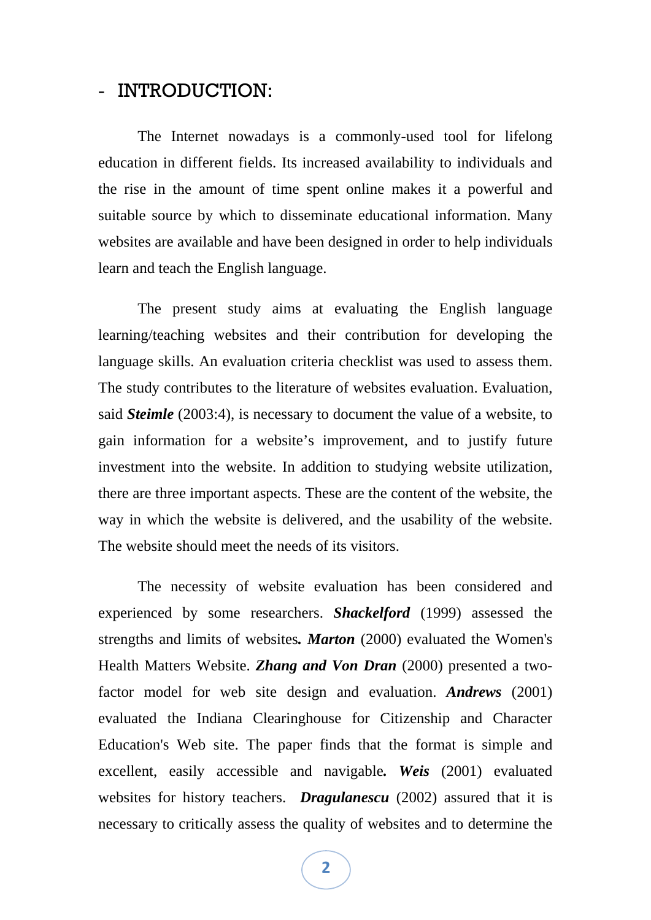## - INTRODUCTION:

The Internet nowadays is a commonly-used tool for lifelong education in different fields. Its increased availability to individuals and the rise in the amount of time spent online makes it a powerful and suitable source by which to disseminate educational information. Many websites are available and have been designed in order to help individuals learn and teach the English language.

The present study aims at evaluating the English language learning/teaching websites and their contribution for developing the language skills. An evaluation criteria checklist was used to assess them. The study contributes to the literature of websites evaluation. Evaluation, said ***Steimle*** (2003:4), is necessary to document the value of a website, to gain information for a website's improvement, and to justify future investment into the website. In addition to studying website utilization, there are three important aspects. These are the content of the website, the way in which the website is delivered, and the usability of the website. The website should meet the needs of its visitors.

The necessity of website evaluation has been considered and experienced by some researchers. ***Shackelford*** (1999) assessed the strengths and limits of websites***.*** ***Marton*** (2000) evaluated the Women's Health Matters Website. ***Zhang and Von Dran*** (2000) presented a two-factor model for web site design and evaluation. ***Andrews*** (2001) evaluated the Indiana Clearinghouse for Citizenship and Character Education's Web site. The paper finds that the format is simple and excellent, easily accessible and navigable***.*** ***Weis*** (2001) evaluated websites for history teachers. ***Dragulanescu*** (2002) assured that it is necessary to critically assess the quality of websites and to determine the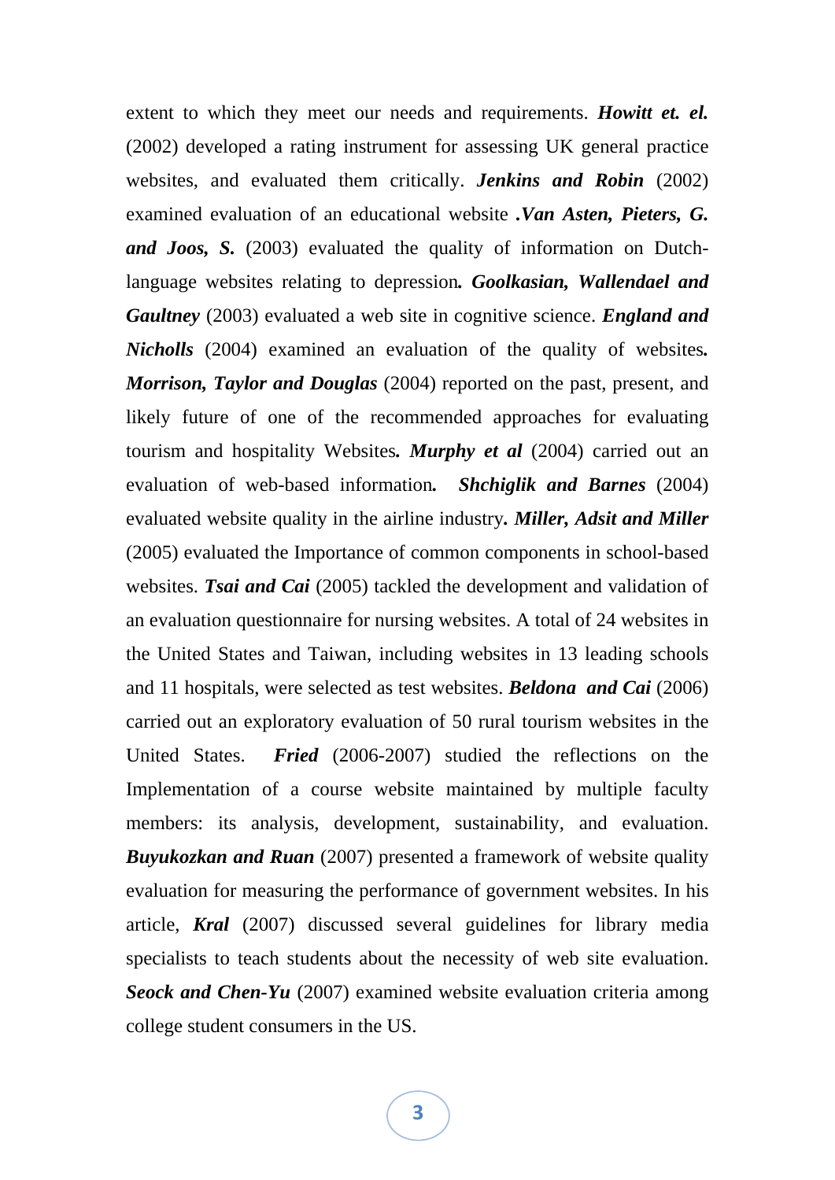extent to which they meet our needs and requirements. ***Howitt et. el.*** (2002) developed a rating instrument for assessing UK general practice websites, and evaluated them critically. ***Jenkins and Robin*** (2002) examined evaluation of an educational website **.*Van Asten, Pieters, G. and Joos, S.*** (2003) evaluated the quality of information on Dutch-language websites relating to depression***. Goolkasian, Wallendael and Gaultney*** (2003) evaluated a web site in cognitive science. ***England and Nicholls*** (2004) examined an evaluation of the quality of websites***. Morrison, Taylor and Douglas*** (2004) reported on the past, present, and likely future of one of the recommended approaches for evaluating tourism and hospitality Websites***. Murphy et al*** (2004) carried out an evaluation of web-based information***. Shchiglik and Barnes*** (2004) evaluated website quality in the airline industry***. Miller, Adsit and Miller*** (2005) evaluated the Importance of common components in school-based websites. ***Tsai and Cai*** (2005) tackled the development and validation of an evaluation questionnaire for nursing websites. A total of 24 websites in the United States and Taiwan, including websites in 13 leading schools and 11 hospitals, were selected as test websites. ***Beldona and Cai*** (2006) carried out an exploratory evaluation of 50 rural tourism websites in the United States. ***Fried*** (2006-2007) studied the reflections on the Implementation of a course website maintained by multiple faculty members: its analysis, development, sustainability, and evaluation. ***Buyukozkan and Ruan*** (2007) presented a framework of website quality evaluation for measuring the performance of government websites. In his article, ***Kral*** (2007) discussed several guidelines for library media specialists to teach students about the necessity of web site evaluation. ***Seock and Chen-Yu*** (2007) examined website evaluation criteria among college student consumers in the US.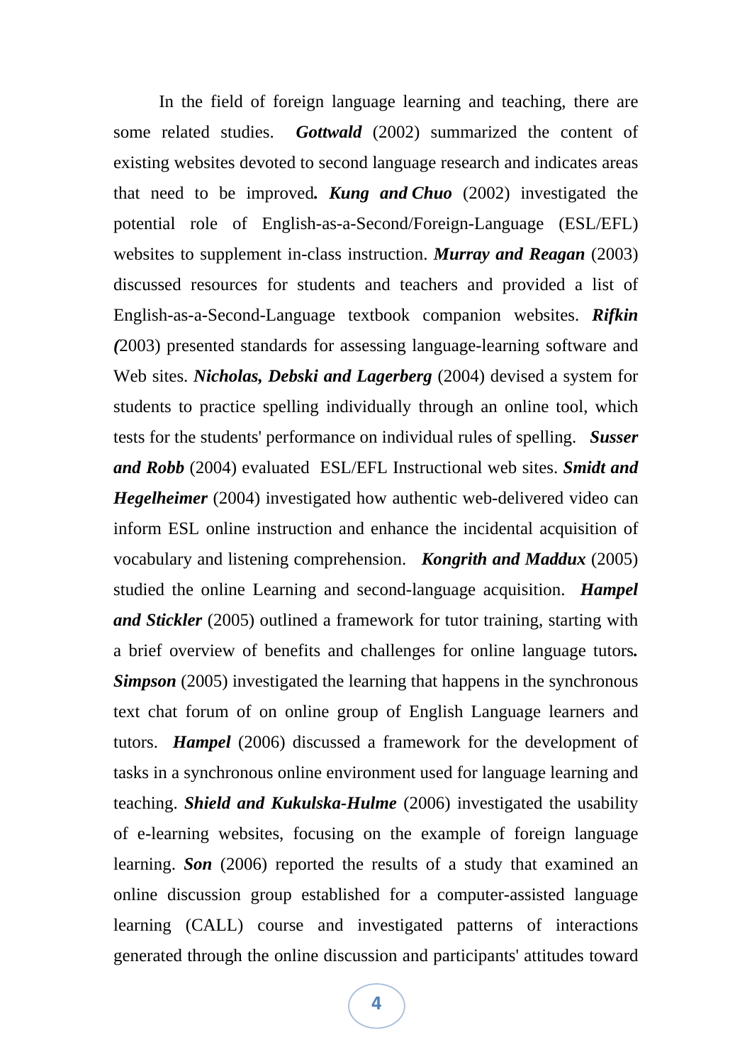In the field of foreign language learning and teaching, there are some related studies. ***Gottwald*** (2002) summarized the content of existing websites devoted to second language research and indicates areas that need to be improved***.*** ***Kung and Chuo*** (2002) investigated the potential role of English-as-a-Second/Foreign-Language (ESL/EFL) websites to supplement in-class instruction. ***Murray and Reagan*** (2003) discussed resources for students and teachers and provided a list of English-as-a-Second-Language textbook companion websites. ***Rifkin (***2003) presented standards for assessing language-learning software and Web sites. ***Nicholas, Debski and Lagerberg*** (2004) devised a system for students to practice spelling individually through an online tool, which tests for the students' performance on individual rules of spelling. ***Susser and Robb*** (2004) evaluated ESL/EFL Instructional web sites. ***Smidt and Hegelheimer*** (2004) investigated how authentic web-delivered video can inform ESL online instruction and enhance the incidental acquisition of vocabulary and listening comprehension. ***Kongrith and Maddux*** (2005) studied the online Learning and second-language acquisition. ***Hampel and Stickler*** (2005) outlined a framework for tutor training, starting with a brief overview of benefits and challenges for online language tutors***.*** ***Simpson*** (2005) investigated the learning that happens in the synchronous text chat forum of on online group of English Language learners and tutors. ***Hampel*** (2006) discussed a framework for the development of tasks in a synchronous online environment used for language learning and teaching. ***Shield and Kukulska-Hulme*** (2006) investigated the usability of e-learning websites, focusing on the example of foreign language learning. ***Son*** (2006) reported the results of a study that examined an online discussion group established for a computer-assisted language learning (CALL) course and investigated patterns of interactions generated through the online discussion and participants' attitudes toward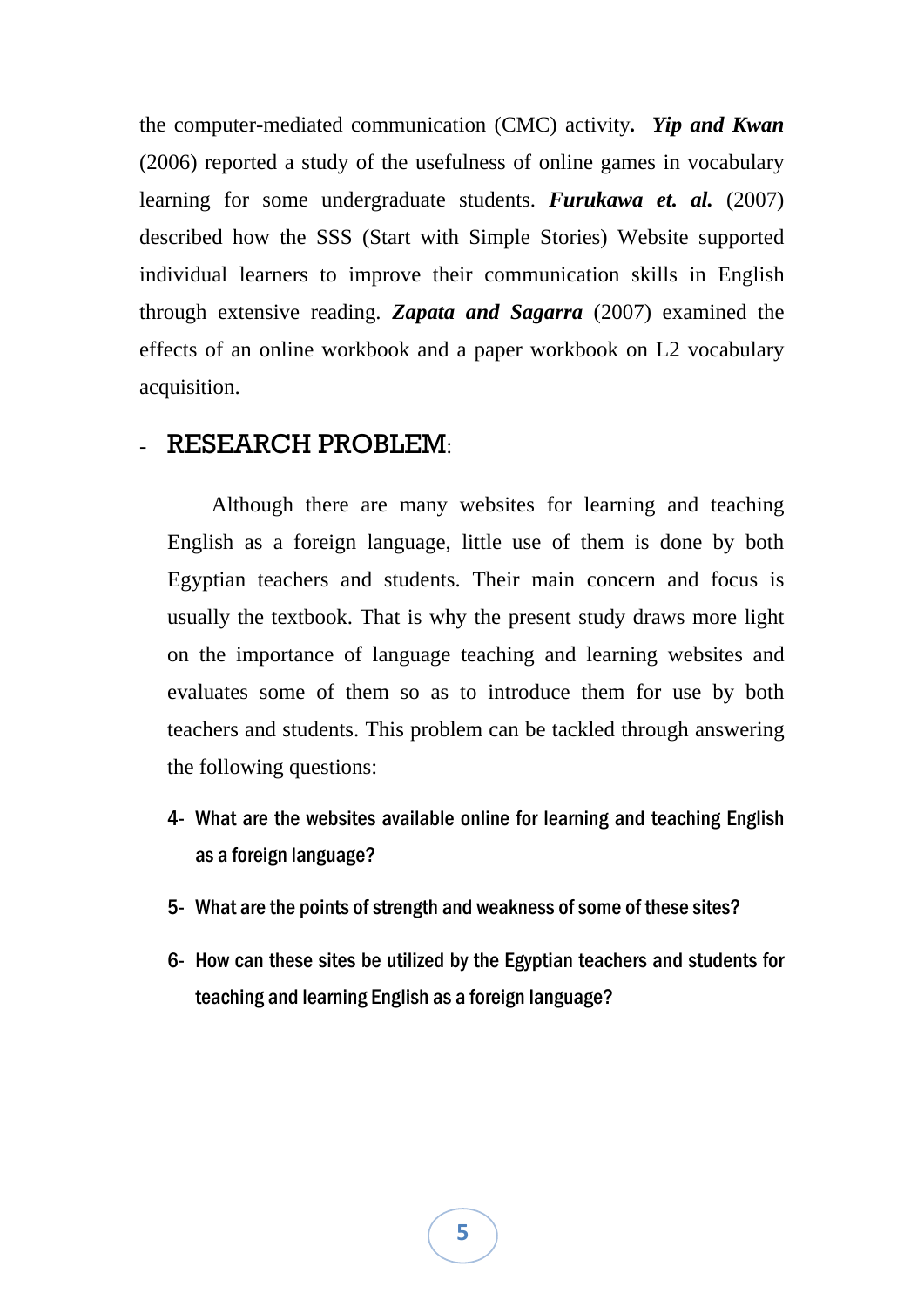the computer-mediated communication (CMC) activity**.** ***Yip and Kwan*** (2006) reported a study of the usefulness of online games in vocabulary learning for some undergraduate students. ***Furukawa et. al.*** (2007) described how the SSS (Start with Simple Stories) Website supported individual learners to improve their communication skills in English through extensive reading. ***Zapata and Sagarra*** (2007) examined the effects of an online workbook and a paper workbook on L2 vocabulary acquisition.

## - RESEARCH PROBLEM:

Although there are many websites for learning and teaching English as a foreign language, little use of them is done by both Egyptian teachers and students. Their main concern and focus is usually the textbook. That is why the present study draws more light on the importance of language teaching and learning websites and evaluates some of them so as to introduce them for use by both teachers and students. This problem can be tackled through answering the following questions:

4- What are the websites available online for learning and teaching English as a foreign language?

5- What are the points of strength and weakness of some of these sites?

6- How can these sites be utilized by the Egyptian teachers and students for teaching and learning English as a foreign language?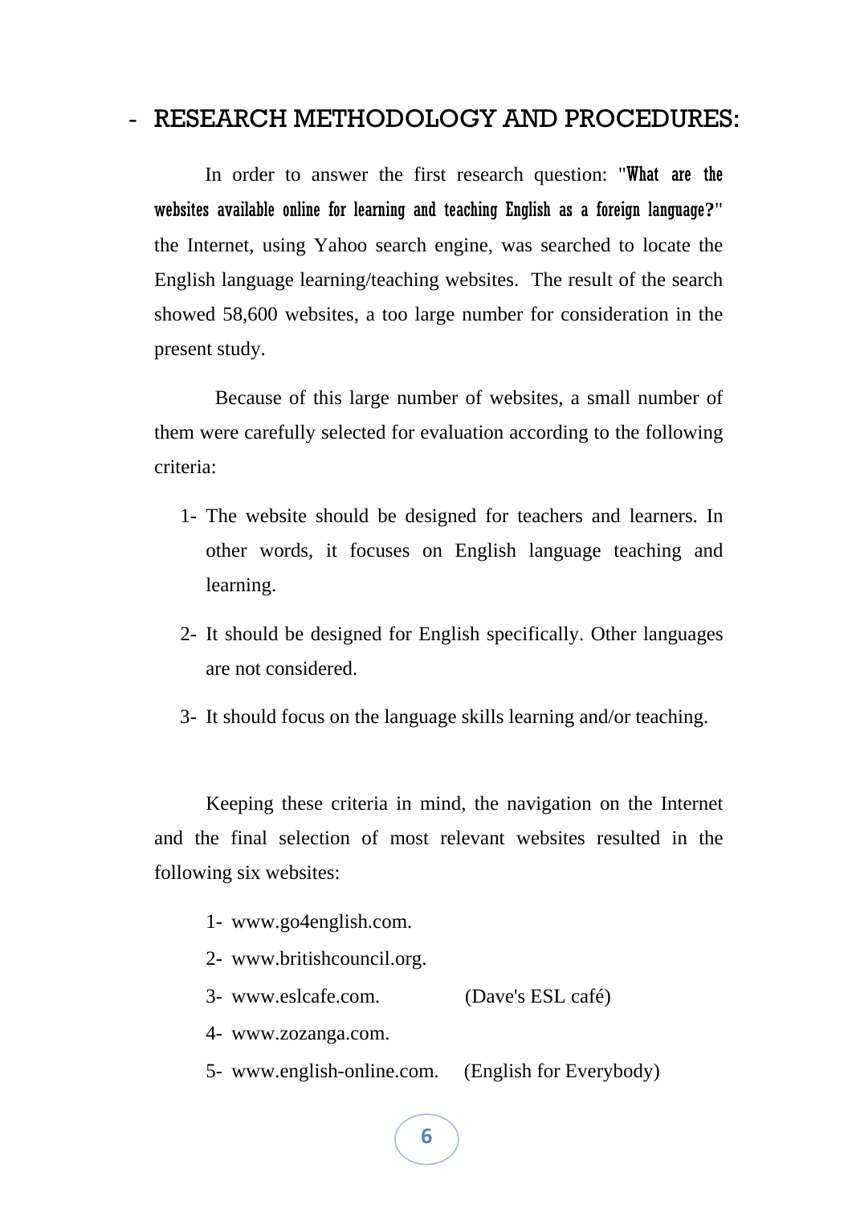## - RESEARCH METHODOLOGY AND PROCEDURES:

In order to answer the first research question: "**What are the websites available online for learning and teaching English as a foreign language?**" the Internet, using Yahoo search engine, was searched to locate the English language learning/teaching websites. The result of the search showed 58,600 websites, a too large number for consideration in the present study.

Because of this large number of websites, a small number of them were carefully selected for evaluation according to the following criteria:

1- The website should be designed for teachers and learners. In other words, it focuses on English language teaching and learning.

2- It should be designed for English specifically. Other languages are not considered.

3- It should focus on the language skills learning and/or teaching.

Keeping these criteria in mind, the navigation on the Internet and the final selection of most relevant websites resulted in the following six websites:

1- www.go4english.com.
2- www.britishcouncil.org.
3- www.eslcafe.com. (Dave's ESL café)
4- www.zozanga.com.
5- www.english-online.com. (English for Everybody)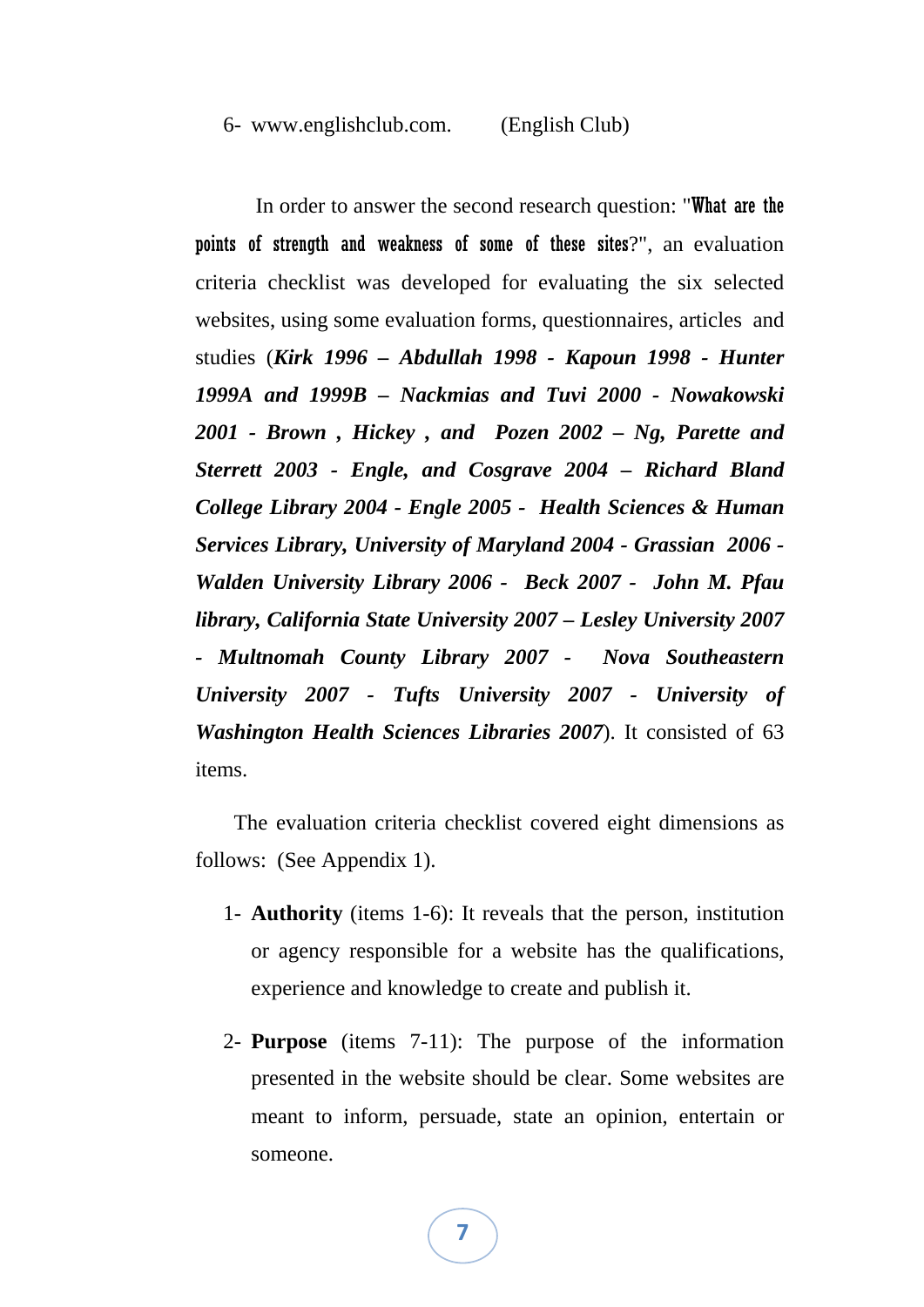6- www.englishclub.com.     (English Club)

In order to answer the second research question: "**What are the points of strength and weakness of some of these sites**?", an evaluation criteria checklist was developed for evaluating the six selected websites, using some evaluation forms, questionnaires, articles and studies (***Kirk 1996 – Abdullah 1998 - Kapoun 1998 - Hunter 1999A and 1999B – Nackmias and Tuvi 2000 - Nowakowski 2001 - Brown , Hickey , and Pozen 2002 – Ng, Parette and Sterrett 2003 - Engle, and Cosgrave 2004 – Richard Bland College Library 2004 - Engle 2005 - Health Sciences & Human Services Library, University of Maryland 2004 - Grassian 2006 - Walden University Library 2006 - Beck 2007 - John M. Pfau library, California State University 2007 – Lesley University 2007 - Multnomah County Library 2007 - Nova Southeastern University 2007 - Tufts University 2007 - University of Washington Health Sciences Libraries 2007***). It consisted of 63 items.

The evaluation criteria checklist covered eight dimensions as follows: (See Appendix 1).

1- **Authority** (items 1-6): It reveals that the person, institution or agency responsible for a website has the qualifications, experience and knowledge to create and publish it.

2- **Purpose** (items 7-11): The purpose of the information presented in the website should be clear. Some websites are meant to inform, persuade, state an opinion, entertain or someone.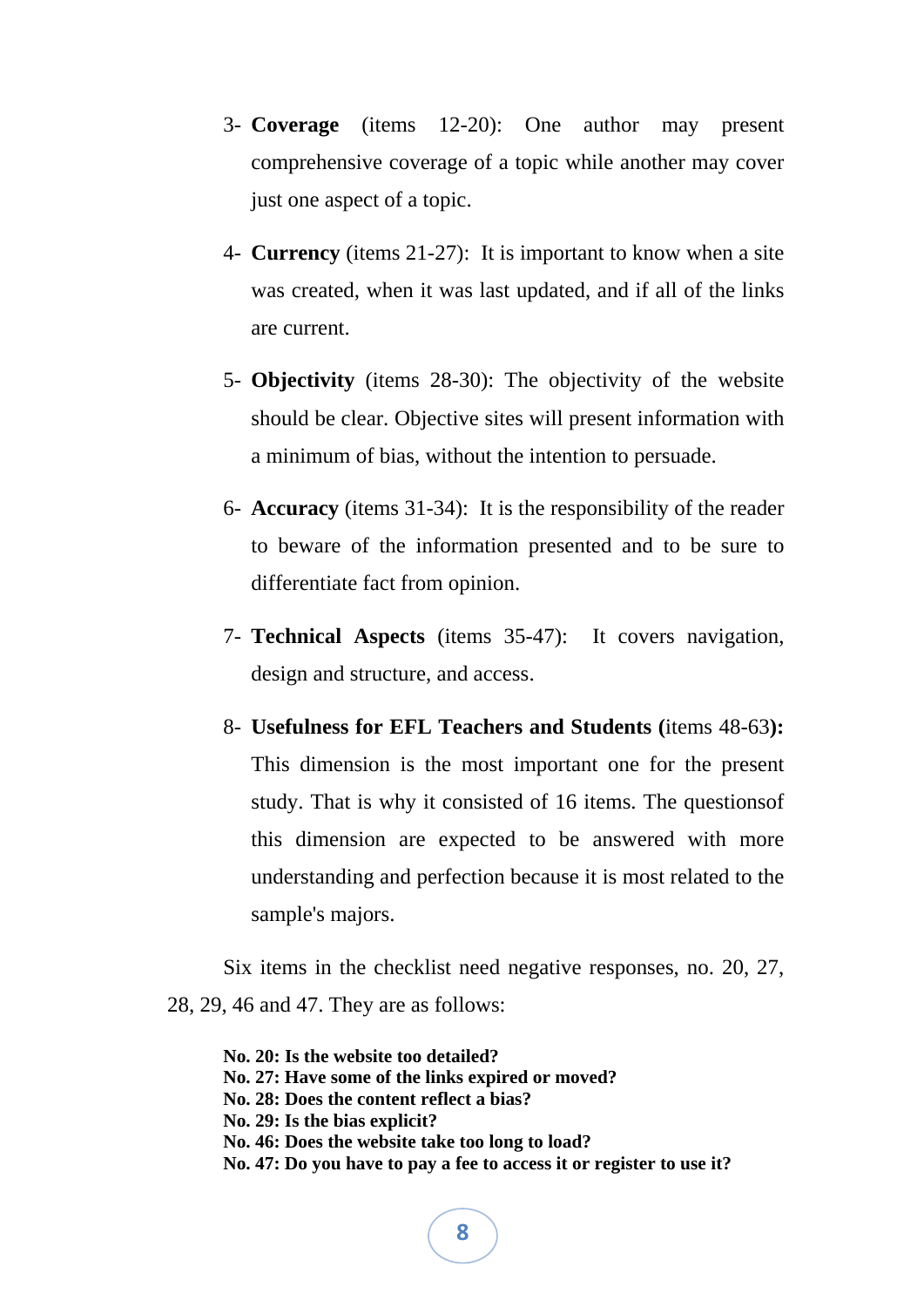3- **Coverage** (items 12-20): One author may present comprehensive coverage of a topic while another may cover just one aspect of a topic.

4- **Currency** (items 21-27): It is important to know when a site was created, when it was last updated, and if all of the links are current.

5- **Objectivity** (items 28-30): The objectivity of the website should be clear. Objective sites will present information with a minimum of bias, without the intention to persuade.

6- **Accuracy** (items 31-34): It is the responsibility of the reader to beware of the information presented and to be sure to differentiate fact from opinion.

7- **Technical Aspects** (items 35-47): It covers navigation, design and structure, and access.

8- **Usefulness for EFL Teachers and Students (**items 48-63**):** This dimension is the most important one for the present study. That is why it consisted of 16 items. The questionsof this dimension are expected to be answered with more understanding and perfection because it is most related to the sample's majors.

Six items in the checklist need negative responses, no. 20, 27, 28, 29, 46 and 47. They are as follows:

**No. 20: Is the website too detailed?**
**No. 27: Have some of the links expired or moved?**
**No. 28: Does the content reflect a bias?**
**No. 29: Is the bias explicit?**
**No. 46: Does the website take too long to load?**
**No. 47: Do you have to pay a fee to access it or register to use it?**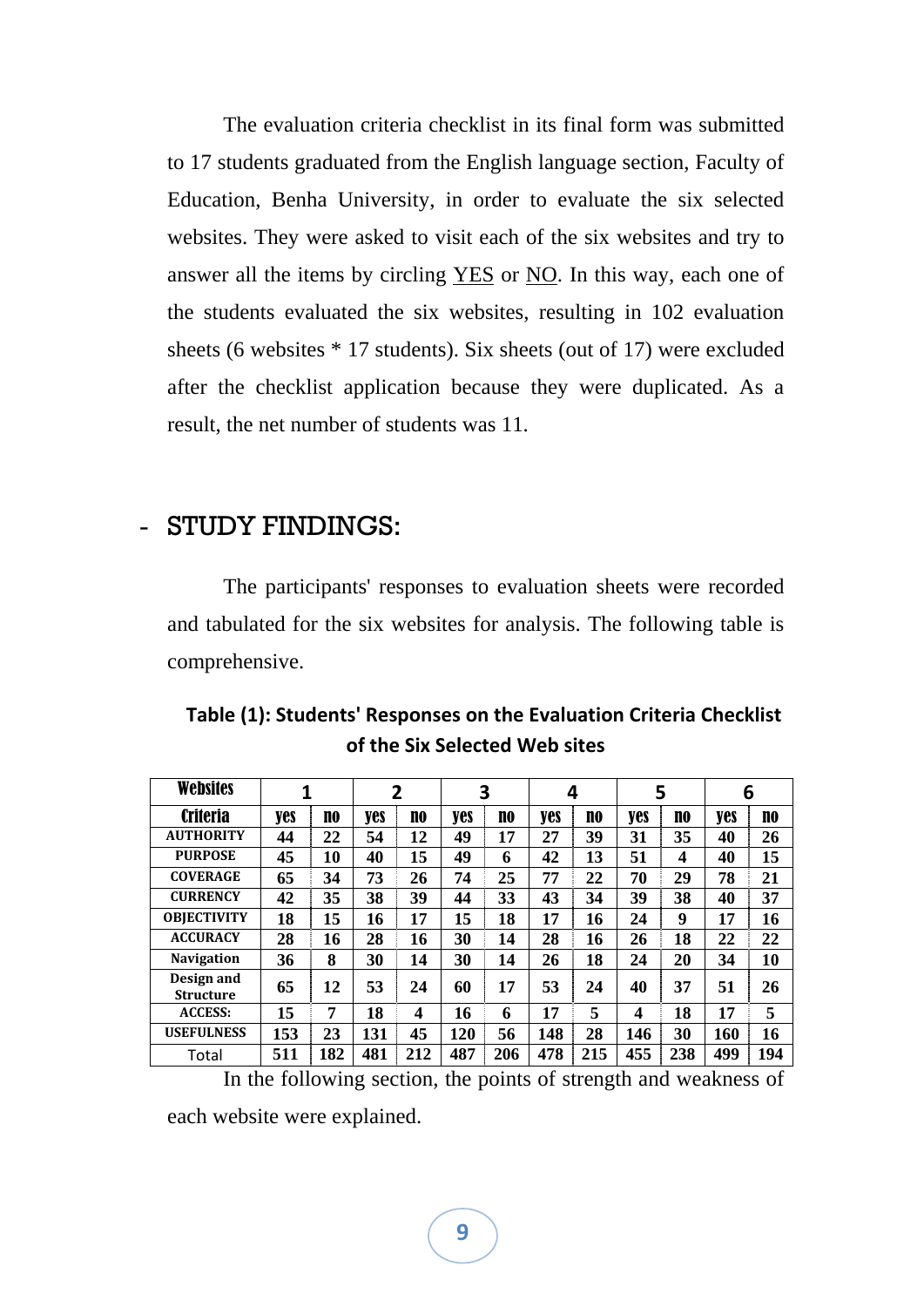The evaluation criteria checklist in its final form was submitted to 17 students graduated from the English language section, Faculty of Education, Benha University, in order to evaluate the six selected websites. They were asked to visit each of the six websites and try to answer all the items by circling YES or NO. In this way, each one of the students evaluated the six websites, resulting in 102 evaluation sheets (6 websites * 17 students). Six sheets (out of 17) were excluded after the checklist application because they were duplicated. As a result, the net number of students was 11.

## - STUDY FINDINGS:

The participants' responses to evaluation sheets were recorded and tabulated for the six websites for analysis. The following table is comprehensive.

**Table (1): Students' Responses on the Evaluation Criteria Checklist of the Six Selected Web sites**

| Websites | 1 | | 2 | | 3 | | 4 | | 5 | | 6 | |
|---|---|---|---|---|---|---|---|---|---|---|---|---|
| Criteria | yes | no | yes | no | yes | no | yes | no | yes | no | yes | no |
| AUTHORITY | 44 | 22 | 54 | 12 | 49 | 17 | 27 | 39 | 31 | 35 | 40 | 26 |
| PURPOSE | 45 | 10 | 40 | 15 | 49 | 6 | 42 | 13 | 51 | 4 | 40 | 15 |
| COVERAGE | 65 | 34 | 73 | 26 | 74 | 25 | 77 | 22 | 70 | 29 | 78 | 21 |
| CURRENCY | 42 | 35 | 38 | 39 | 44 | 33 | 43 | 34 | 39 | 38 | 40 | 37 |
| OBJECTIVITY | 18 | 15 | 16 | 17 | 15 | 18 | 17 | 16 | 24 | 9 | 17 | 16 |
| ACCURACY | 28 | 16 | 28 | 16 | 30 | 14 | 28 | 16 | 26 | 18 | 22 | 22 |
| Navigation | 36 | 8 | 30 | 14 | 30 | 14 | 26 | 18 | 24 | 20 | 34 | 10 |
| Design and Structure | 65 | 12 | 53 | 24 | 60 | 17 | 53 | 24 | 40 | 37 | 51 | 26 |
| ACCESS: | 15 | 7 | 18 | 4 | 16 | 6 | 17 | 5 | 4 | 18 | 17 | 5 |
| USEFULNESS | 153 | 23 | 131 | 45 | 120 | 56 | 148 | 28 | 146 | 30 | 160 | 16 |
| Total | 511 | 182 | 481 | 212 | 487 | 206 | 478 | 215 | 455 | 238 | 499 | 194 |

In the following section, the points of strength and weakness of each website were explained.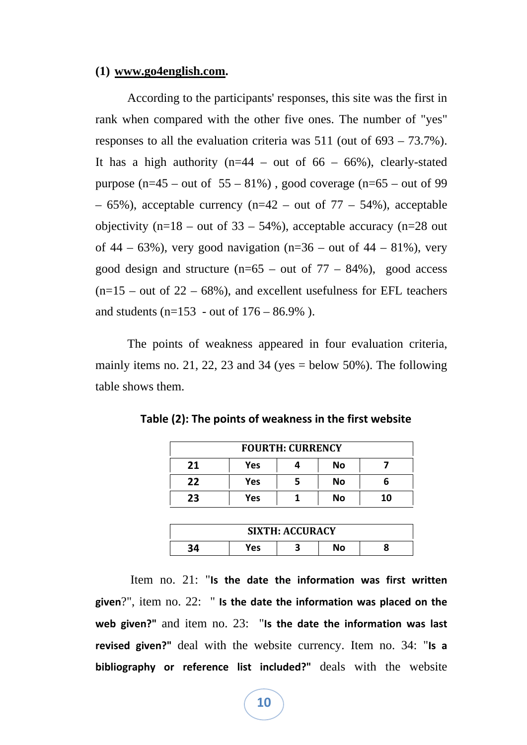**(1) www.go4english.com.**

According to the participants' responses, this site was the first in rank when compared with the other five ones. The number of "yes" responses to all the evaluation criteria was 511 (out of 693 – 73.7%). It has a high authority (n=44 – out of 66 – 66%), clearly-stated purpose (n=45 – out of 55 – 81%) , good coverage (n=65 – out of 99 – 65%), acceptable currency (n=42 – out of 77 – 54%), acceptable objectivity (n=18 – out of 33 – 54%), acceptable accuracy (n=28 out of 44 – 63%), very good navigation (n=36 – out of 44 – 81%), very good design and structure (n=65 – out of 77 – 84%), good access (n=15 – out of 22 – 68%), and excellent usefulness for EFL teachers and students (n=153 - out of 176 – 86.9% ).

The points of weakness appeared in four evaluation criteria, mainly items no. 21, 22, 23 and 34 (yes = below 50%). The following table shows them.

**Table (2): The points of weakness in the first website**

| FOURTH: CURRENCY | | | | |
|---|---|---|---|---|
| 21 | Yes | 4 | No | 7 |
| 22 | Yes | 5 | No | 6 |
| 23 | Yes | 1 | No | 10 |

| SIXTH: ACCURACY | | | | |
|---|---|---|---|---|
| 34 | Yes | 3 | No | 8 |

Item no. 21: "**Is the date the information was first written given**?", item no. 22: " **Is the date the information was placed on the web given?"** and item no. 23: "**Is the date the information was last revised given?"** deal with the website currency. Item no. 34: "**Is a bibliography or reference list included?"** deals with the website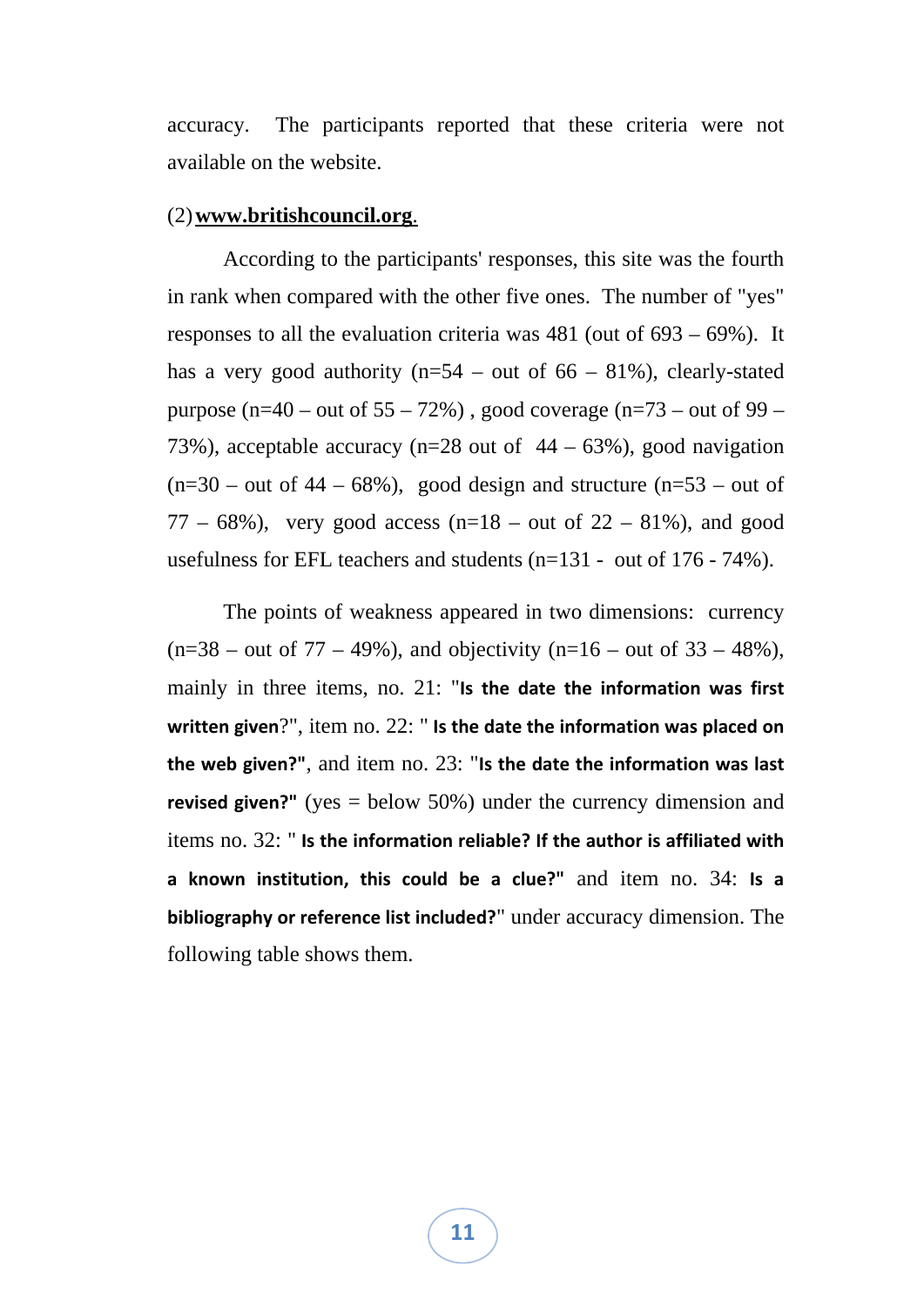accuracy. The participants reported that these criteria were not available on the website.

(2) **www.britishcouncil.org**.

According to the participants' responses, this site was the fourth in rank when compared with the other five ones. The number of "yes" responses to all the evaluation criteria was 481 (out of 693 – 69%). It has a very good authority (n=54 – out of 66 – 81%), clearly-stated purpose (n=40 – out of 55 – 72%) , good coverage (n=73 – out of 99 – 73%), acceptable accuracy (n=28 out of 44 – 63%), good navigation (n=30 – out of 44 – 68%), good design and structure (n=53 – out of 77 – 68%), very good access (n=18 – out of 22 – 81%), and good usefulness for EFL teachers and students (n=131 - out of 176 - 74%).

The points of weakness appeared in two dimensions: currency (n=38 – out of 77 – 49%), and objectivity (n=16 – out of 33 – 48%), mainly in three items, no. 21: "**Is the date the information was first written given**?", item no. 22: " **Is the date the information was placed on the web given?"**, and item no. 23: "**Is the date the information was last revised given?"** (yes = below 50%) under the currency dimension and items no. 32: " **Is the information reliable? If the author is affiliated with a known institution, this could be a clue?"** and item no. 34: **Is a bibliography or reference list included?**" under accuracy dimension. The following table shows them.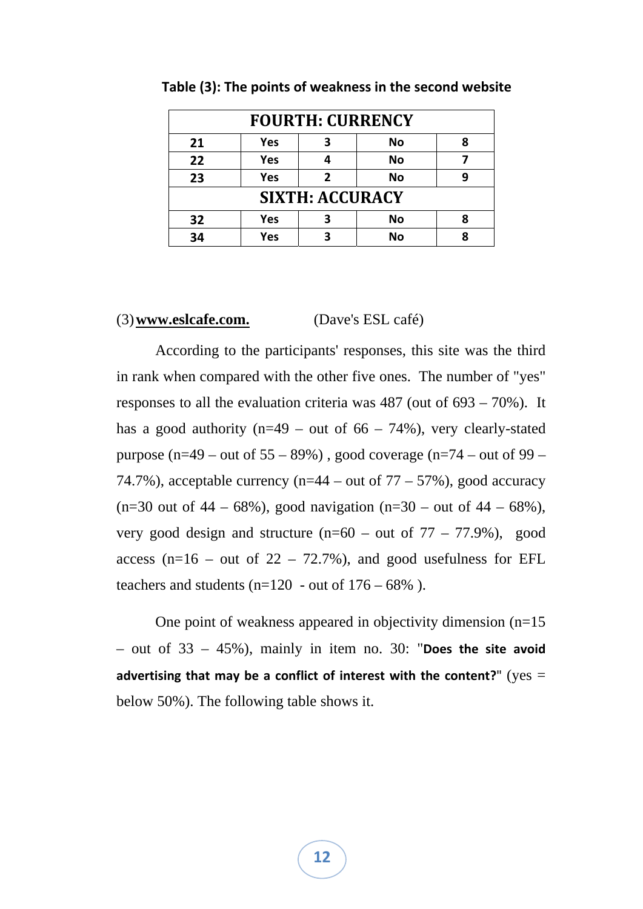**Table (3): The points of weakness in the second website**

| FOURTH: CURRENCY | | | | |
|---|---|---|---|---|
| **21** | **Yes** | **3** | **No** | **8** |
| **22** | **Yes** | **4** | **No** | **7** |
| **23** | **Yes** | **2** | **No** | **9** |
| **SIXTH: ACCURACY** | | | | |
| **32** | **Yes** | **3** | **No** | **8** |
| **34** | **Yes** | **3** | **No** | **8** |

(3) **www.eslcafe.com.** (Dave's ESL café)

According to the participants' responses, this site was the third in rank when compared with the other five ones. The number of "yes" responses to all the evaluation criteria was 487 (out of 693 – 70%). It has a good authority (n=49 – out of 66 – 74%), very clearly-stated purpose (n=49 – out of 55 – 89%) , good coverage (n=74 – out of 99 – 74.7%), acceptable currency (n=44 – out of 77 – 57%), good accuracy (n=30 out of 44 – 68%), good navigation (n=30 – out of 44 – 68%), very good design and structure (n=60 – out of 77 – 77.9%), good access (n=16 – out of 22 – 72.7%), and good usefulness for EFL teachers and students (n=120 - out of 176 – 68% ).

One point of weakness appeared in objectivity dimension (n=15 – out of 33 – 45%), mainly in item no. 30: "**Does the site avoid advertising that may be a conflict of interest with the content?**" (yes = below 50%). The following table shows it.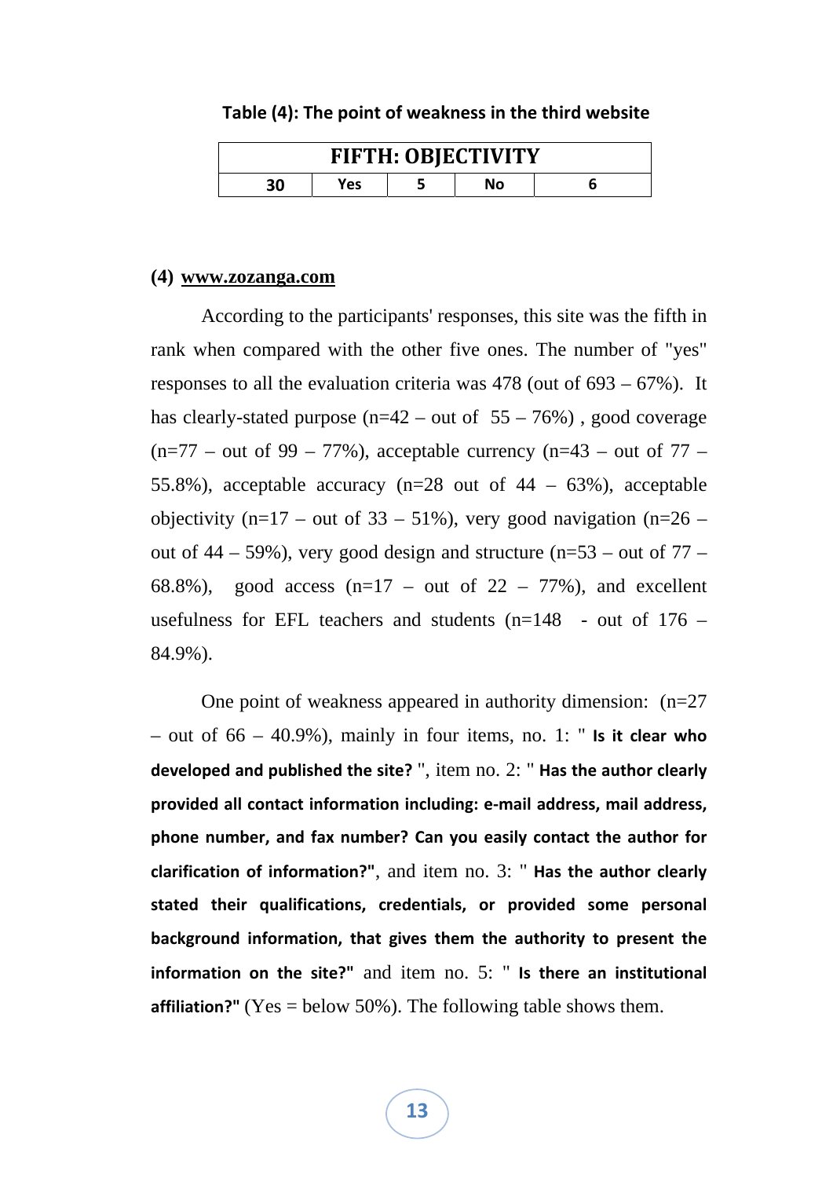**Table (4): The point of weakness in the third website**

| FIFTH: OBJECTIVITY | | | | |
|---|---|---|---|---|
| 30 | Yes | 5 | No | 6 |

**(4) www.zozanga.com**

According to the participants' responses, this site was the fifth in rank when compared with the other five ones. The number of "yes" responses to all the evaluation criteria was 478 (out of 693 – 67%). It has clearly-stated purpose (n=42 – out of 55 – 76%) , good coverage (n=77 – out of 99 – 77%), acceptable currency (n=43 – out of 77 – 55.8%), acceptable accuracy (n=28 out of 44 – 63%), acceptable objectivity (n=17 – out of 33 – 51%), very good navigation (n=26 – out of 44 – 59%), very good design and structure (n=53 – out of 77 – 68.8%), good access (n=17 – out of 22 – 77%), and excellent usefulness for EFL teachers and students (n=148 - out of 176 – 84.9%).

One point of weakness appeared in authority dimension: (n=27 – out of 66 – 40.9%), mainly in four items, no. 1: " **Is it clear who developed and published the site?** ", item no. 2: " **Has the author clearly provided all contact information including: e-mail address, mail address, phone number, and fax number? Can you easily contact the author for clarification of information?"**, and item no. 3: " **Has the author clearly stated their qualifications, credentials, or provided some personal background information, that gives them the authority to present the information on the site?"** and item no. 5: " **Is there an institutional affiliation?"** (Yes = below 50%). The following table shows them.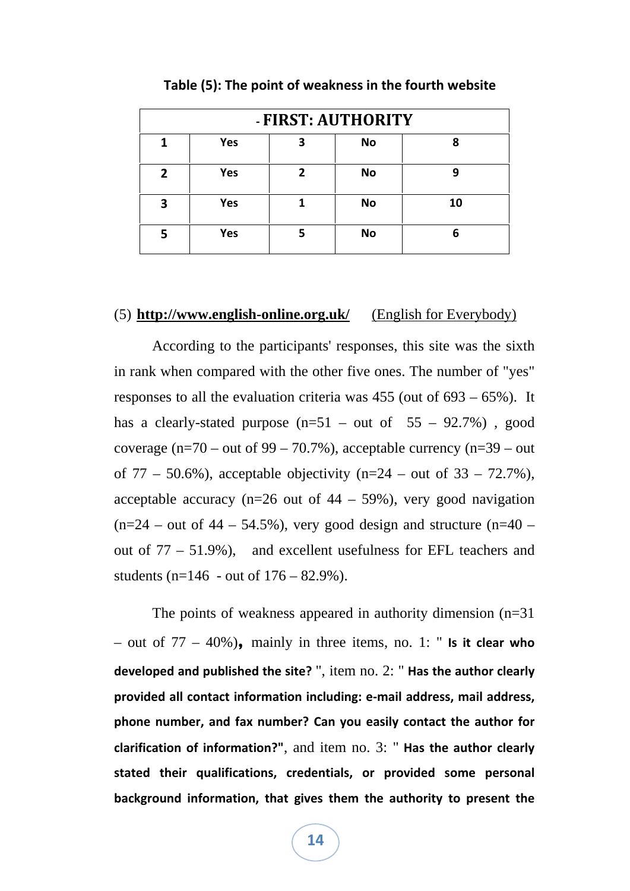**Table (5): The point of weakness in the fourth website**

| - FIRST: AUTHORITY | | | | |
|---|---|---|---|---|
| 1 | Yes | 3 | No | 8 |
| 2 | Yes | 2 | No | 9 |
| 3 | Yes | 1 | No | 10 |
| 5 | Yes | 5 | No | 6 |

(5) **http://www.english-online.org.uk/** (English for Everybody)

According to the participants' responses, this site was the sixth in rank when compared with the other five ones. The number of "yes" responses to all the evaluation criteria was 455 (out of 693 – 65%). It has a clearly-stated purpose (n=51 – out of 55 – 92.7%) , good coverage (n=70 – out of 99 – 70.7%), acceptable currency (n=39 – out of 77 – 50.6%), acceptable objectivity (n=24 – out of 33 – 72.7%), acceptable accuracy (n=26 out of 44 – 59%), very good navigation (n=24 – out of 44 – 54.5%), very good design and structure (n=40 – out of 77 – 51.9%), and excellent usefulness for EFL teachers and students (n=146 - out of 176 – 82.9%).

The points of weakness appeared in authority dimension (n=31 – out of 77 – 40%)**,** mainly in three items, no. 1: " **Is it clear who developed and published the site?** ", item no. 2: " **Has the author clearly provided all contact information including: e-mail address, mail address, phone number, and fax number? Can you easily contact the author for clarification of information?"**, and item no. 3: " **Has the author clearly stated their qualifications, credentials, or provided some personal background information, that gives them the authority to present the**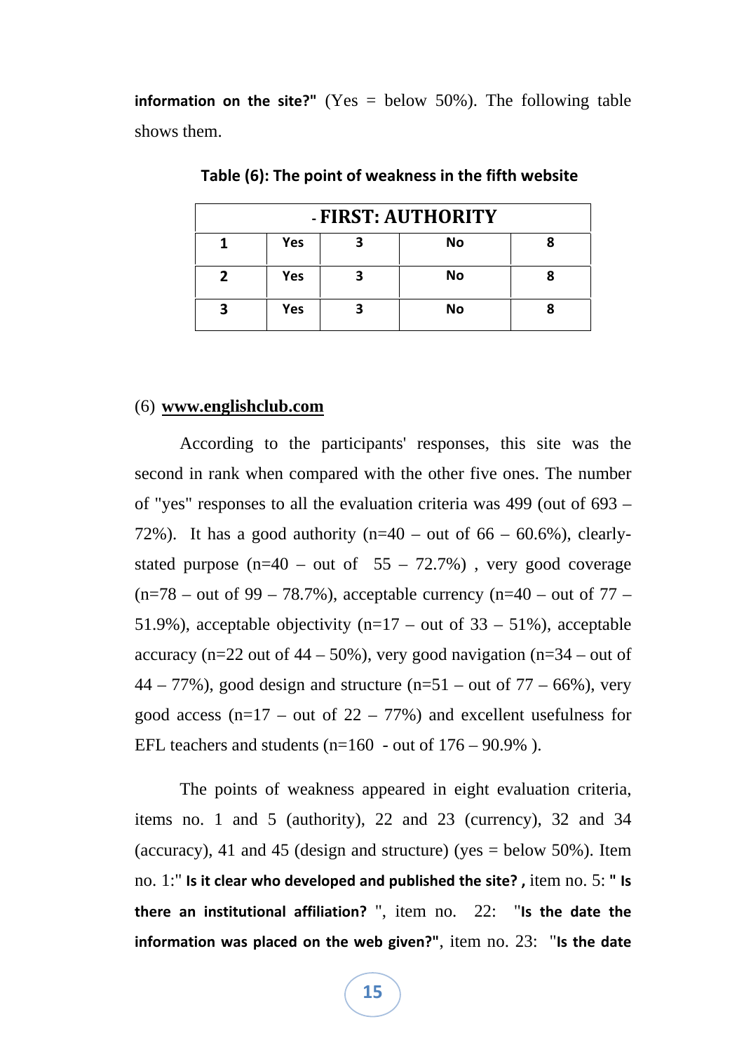**information on the site?"** (Yes = below 50%). The following table shows them.

**Table (6): The point of weakness in the fifth website**

| - FIRST: AUTHORITY | | | | |
|---|---|---|---|---|
| **1** | **Yes** | **3** | **No** | **8** |
| **2** | **Yes** | **3** | **No** | **8** |
| **3** | **Yes** | **3** | **No** | **8** |

(6) **www.englishclub.com**

According to the participants' responses, this site was the second in rank when compared with the other five ones. The number of "yes" responses to all the evaluation criteria was 499 (out of 693 – 72%). It has a good authority (n=40 – out of 66 – 60.6%), clearly-stated purpose (n=40 – out of 55 – 72.7%) , very good coverage (n=78 – out of 99 – 78.7%), acceptable currency (n=40 – out of 77 – 51.9%), acceptable objectivity (n=17 – out of 33 – 51%), acceptable accuracy (n=22 out of 44 – 50%), very good navigation (n=34 – out of 44 – 77%), good design and structure (n=51 – out of 77 – 66%), very good access (n=17 – out of 22 – 77%) and excellent usefulness for EFL teachers and students (n=160 - out of 176 – 90.9% ).

The points of weakness appeared in eight evaluation criteria, items no. 1 and 5 (authority), 22 and 23 (currency), 32 and 34 (accuracy), 41 and 45 (design and structure) (yes = below 50%). Item no. 1:" **Is it clear who developed and published the site? ,** item no. 5: **" Is there an institutional affiliation?** ", item no. 22: "**Is the date the information was placed on the web given?"**, item no. 23: "**Is the date**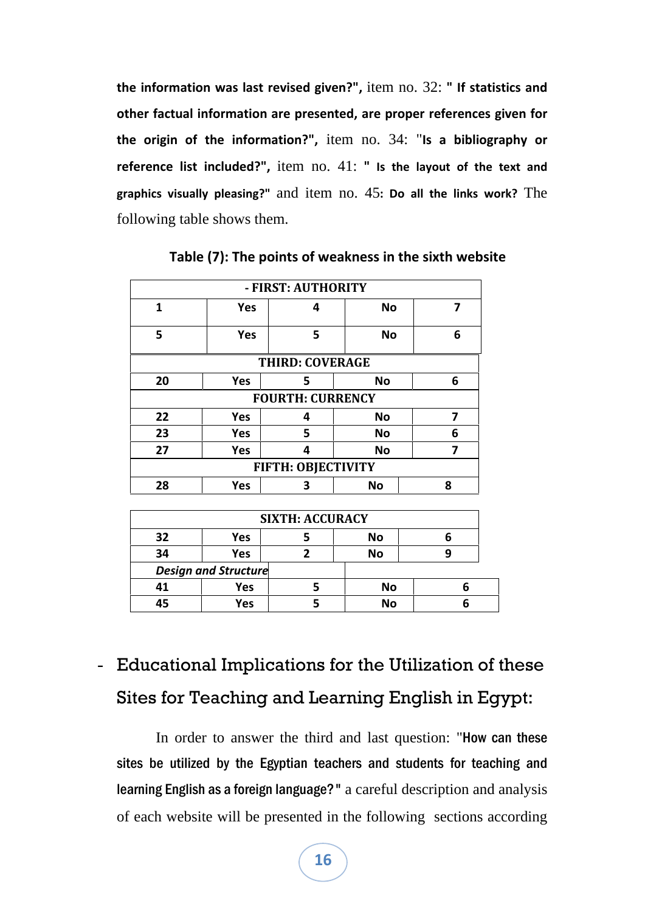**the information was last revised given?",** item no. 32: **" If statistics and other factual information are presented, are proper references given for the origin of the information?",** item no. 34: "**Is a bibliography or reference list included?",** item no. 41: **" Is the layout of the text and graphics visually pleasing?"** and item no. 45**: Do all the links work?** The following table shows them.

**Table (7): The points of weakness in the sixth website**

| - FIRST: AUTHORITY | | | | |
|---|---|---|---|---|
| 1 | Yes | 4 | No | 7 |
| 5 | Yes | 5 | No | 6 |
| **THIRD: COVERAGE** | | | | |
| 20 | Yes | 5 | No | 6 |
| **FOURTH: CURRENCY** | | | | |
| 22 | Yes | 4 | No | 7 |
| 23 | Yes | 5 | No | 6 |
| 27 | Yes | 4 | No | 7 |
| **FIFTH: OBJECTIVITY** | | | | |
| 28 | Yes | 3 | No | 8 |
| **SIXTH: ACCURACY** | | | | |
| 32 | Yes | 5 | No | 6 |
| 34 | Yes | 2 | No | 9 |
| ***Design and Structure*** | | | | |
| 41 | Yes | 5 | No | 6 |
| 45 | Yes | 5 | No | 6 |

## - Educational Implications for the Utilization of these Sites for Teaching and Learning English in Egypt:

In order to answer the third and last question: "**How can these sites be utilized by the Egyptian teachers and students for teaching and learning English as a foreign language?"** a careful description and analysis of each website will be presented in the following sections according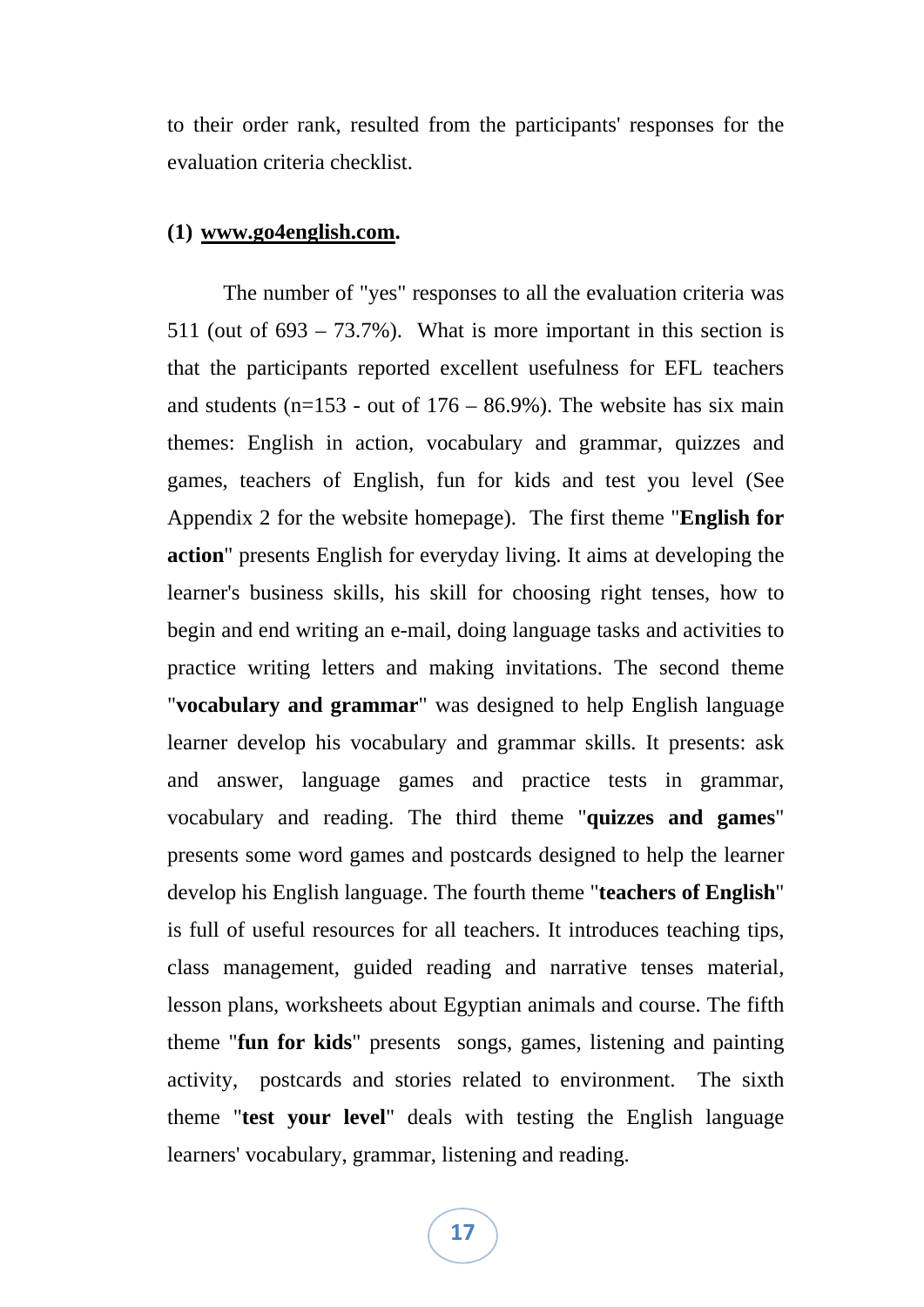to their order rank, resulted from the participants' responses for the evaluation criteria checklist.

**(1) www.go4english.com.**

The number of "yes" responses to all the evaluation criteria was 511 (out of 693 – 73.7%). What is more important in this section is that the participants reported excellent usefulness for EFL teachers and students (n=153 - out of 176 – 86.9%). The website has six main themes: English in action, vocabulary and grammar, quizzes and games, teachers of English, fun for kids and test you level (See Appendix 2 for the website homepage). The first theme "**English for action**" presents English for everyday living. It aims at developing the learner's business skills, his skill for choosing right tenses, how to begin and end writing an e-mail, doing language tasks and activities to practice writing letters and making invitations. The second theme "**vocabulary and grammar**" was designed to help English language learner develop his vocabulary and grammar skills. It presents: ask and answer, language games and practice tests in grammar, vocabulary and reading. The third theme "**quizzes and games**" presents some word games and postcards designed to help the learner develop his English language. The fourth theme "**teachers of English**" is full of useful resources for all teachers. It introduces teaching tips, class management, guided reading and narrative tenses material, lesson plans, worksheets about Egyptian animals and course. The fifth theme "**fun for kids**" presents songs, games, listening and painting activity, postcards and stories related to environment. The sixth theme "**test your level**" deals with testing the English language learners' vocabulary, grammar, listening and reading.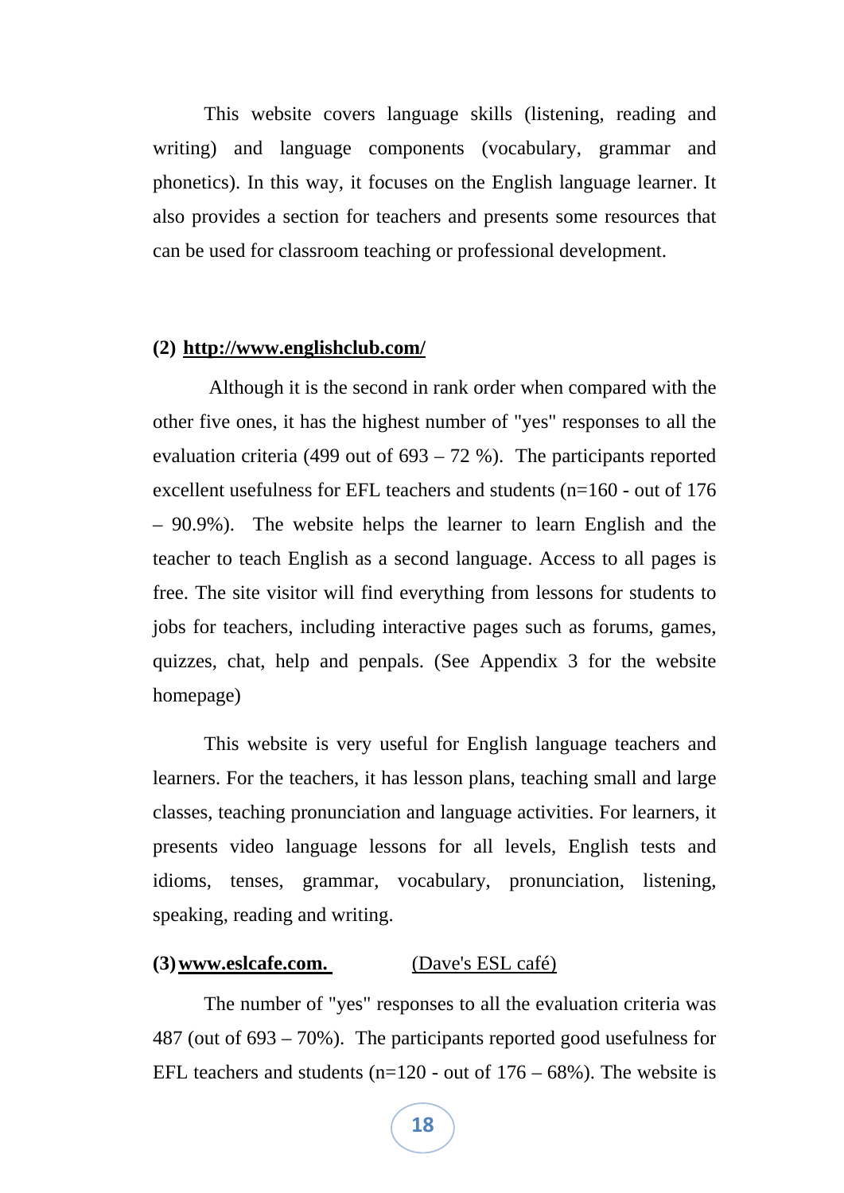This website covers language skills (listening, reading and writing) and language components (vocabulary, grammar and phonetics). In this way, it focuses on the English language learner. It also provides a section for teachers and presents some resources that can be used for classroom teaching or professional development.

**(2) http://www.englishclub.com/**

Although it is the second in rank order when compared with the other five ones, it has the highest number of "yes" responses to all the evaluation criteria (499 out of 693 – 72 %). The participants reported excellent usefulness for EFL teachers and students (n=160 - out of 176 – 90.9%). The website helps the learner to learn English and the teacher to teach English as a second language. Access to all pages is free. The site visitor will find everything from lessons for students to jobs for teachers, including interactive pages such as forums, games, quizzes, chat, help and penpals. (See Appendix 3 for the website homepage)

This website is very useful for English language teachers and learners. For the teachers, it has lesson plans, teaching small and large classes, teaching pronunciation and language activities. For learners, it presents video language lessons for all levels, English tests and idioms, tenses, grammar, vocabulary, pronunciation, listening, speaking, reading and writing.

**(3) www.eslcafe.com.** (Dave's ESL café)

The number of "yes" responses to all the evaluation criteria was 487 (out of 693 – 70%). The participants reported good usefulness for EFL teachers and students (n=120 - out of 176 – 68%). The website is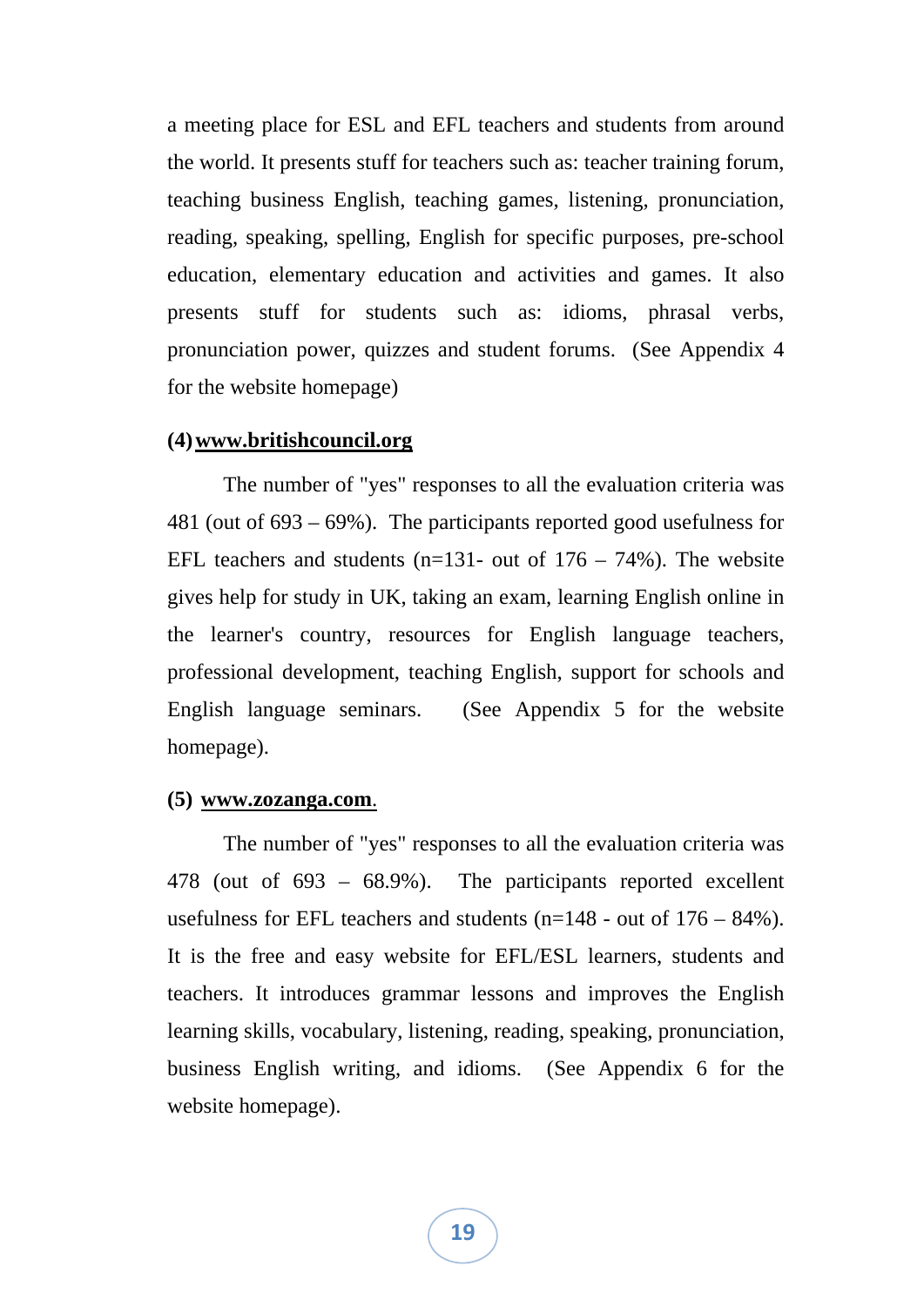a meeting place for ESL and EFL teachers and students from around the world. It presents stuff for teachers such as: teacher training forum, teaching business English, teaching games, listening, pronunciation, reading, speaking, spelling, English for specific purposes, pre-school education, elementary education and activities and games. It also presents stuff for students such as: idioms, phrasal verbs, pronunciation power, quizzes and student forums. (See Appendix 4 for the website homepage)

**(4) www.britishcouncil.org**

The number of "yes" responses to all the evaluation criteria was 481 (out of 693 – 69%). The participants reported good usefulness for EFL teachers and students (n=131- out of 176 – 74%). The website gives help for study in UK, taking an exam, learning English online in the learner's country, resources for English language teachers, professional development, teaching English, support for schools and English language seminars. (See Appendix 5 for the website homepage).

**(5) www.zozanga.com.**

The number of "yes" responses to all the evaluation criteria was 478 (out of 693 – 68.9%). The participants reported excellent usefulness for EFL teachers and students (n=148 - out of 176 – 84%). It is the free and easy website for EFL/ESL learners, students and teachers. It introduces grammar lessons and improves the English learning skills, vocabulary, listening, reading, speaking, pronunciation, business English writing, and idioms. (See Appendix 6 for the website homepage).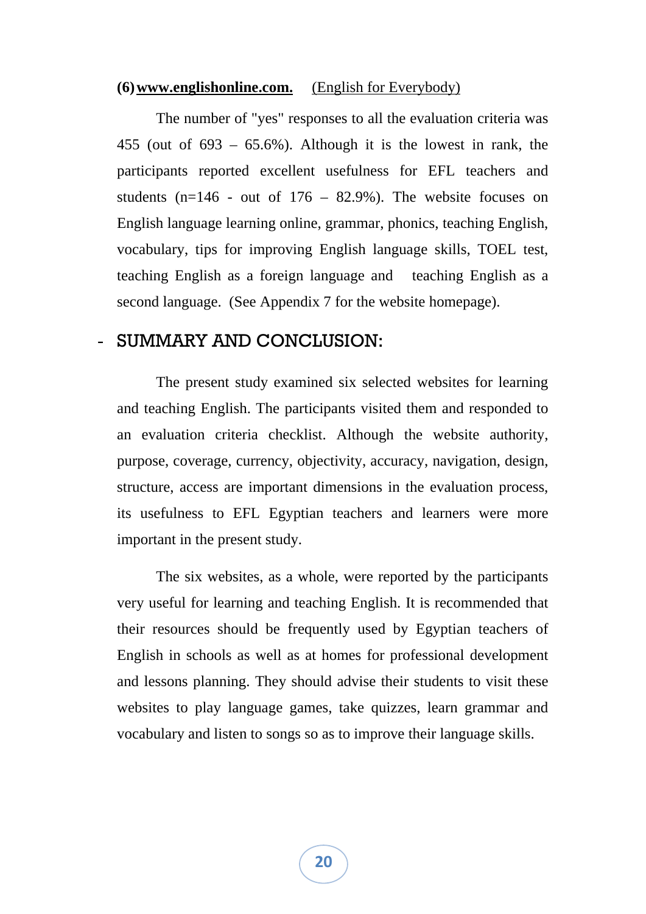**(6) www.englishonline.com.** (English for Everybody)

The number of "yes" responses to all the evaluation criteria was 455 (out of 693 – 65.6%). Although it is the lowest in rank, the participants reported excellent usefulness for EFL teachers and students (n=146 - out of 176 – 82.9%). The website focuses on English language learning online, grammar, phonics, teaching English, vocabulary, tips for improving English language skills, TOEL test, teaching English as a foreign language and teaching English as a second language. (See Appendix 7 for the website homepage).

## - SUMMARY AND CONCLUSION:

The present study examined six selected websites for learning and teaching English. The participants visited them and responded to an evaluation criteria checklist. Although the website authority, purpose, coverage, currency, objectivity, accuracy, navigation, design, structure, access are important dimensions in the evaluation process, its usefulness to EFL Egyptian teachers and learners were more important in the present study.

The six websites, as a whole, were reported by the participants very useful for learning and teaching English. It is recommended that their resources should be frequently used by Egyptian teachers of English in schools as well as at homes for professional development and lessons planning. They should advise their students to visit these websites to play language games, take quizzes, learn grammar and vocabulary and listen to songs so as to improve their language skills.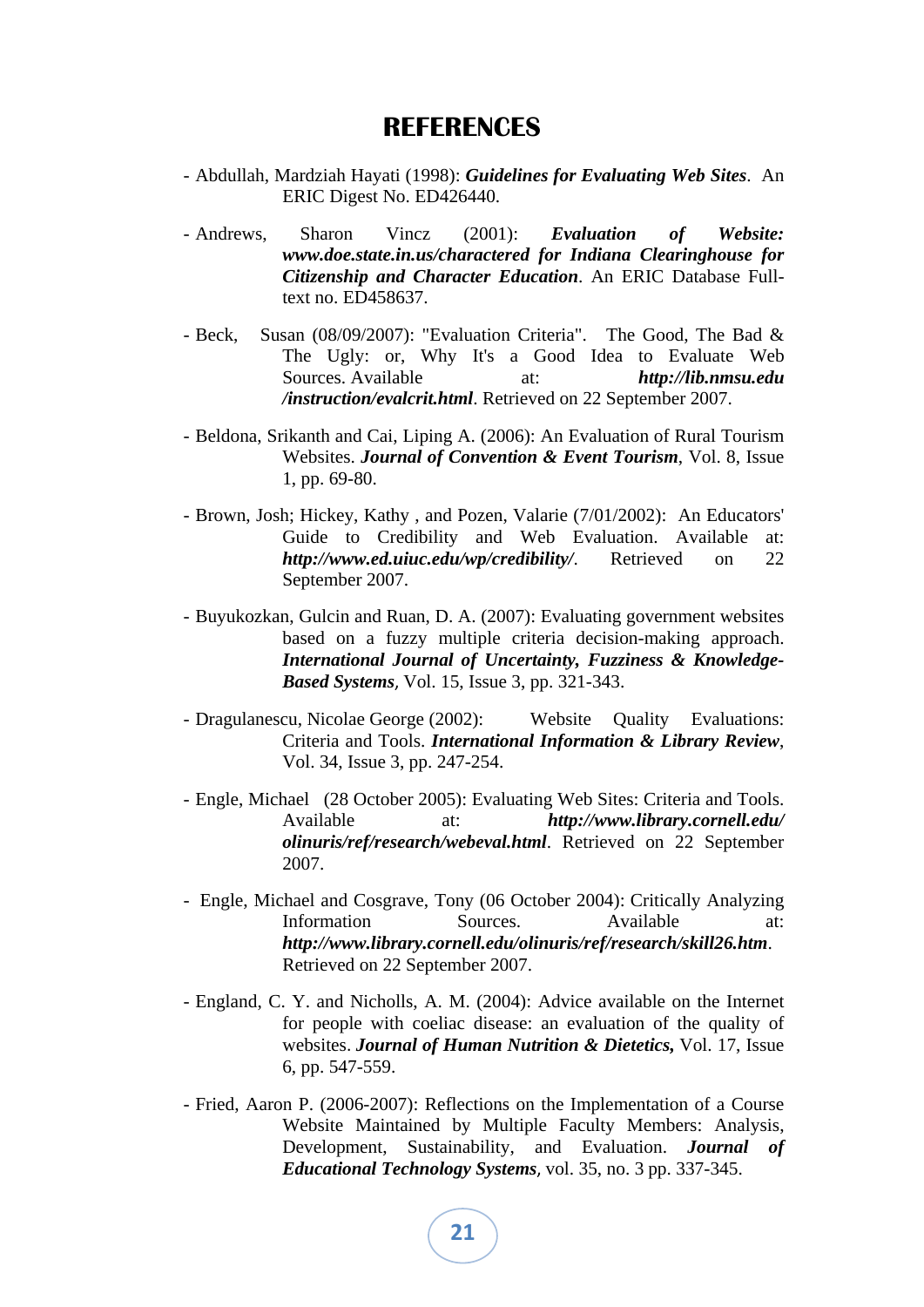# REFERENCES

- Abdullah, Mardziah Hayati (1998): ***Guidelines for Evaluating Web Sites***. An ERIC Digest No. ED426440.

- Andrews, Sharon Vincz (2001): ***Evaluation of Website: www.doe.state.in.us/charactered for Indiana Clearinghouse for Citizenship and Character Education***. An ERIC Database Full-text no. ED458637.

- Beck, Susan (08/09/2007): "Evaluation Criteria". The Good, The Bad & The Ugly: or, Why It's a Good Idea to Evaluate Web Sources. Available at: ***http://lib.nmsu.edu /instruction/evalcrit.html***. Retrieved on 22 September 2007.

- Beldona, Srikanth and Cai, Liping A. (2006): An Evaluation of Rural Tourism Websites. ***Journal of Convention & Event Tourism***, Vol. 8, Issue 1, pp. 69-80.

- Brown, Josh; Hickey, Kathy , and Pozen, Valarie (7/01/2002): An Educators' Guide to Credibility and Web Evaluation. Available at: ***http://www.ed.uiuc.edu/wp/credibility/***. Retrieved on 22 September 2007.

- Buyukozkan, Gulcin and Ruan, D. A. (2007): Evaluating government websites based on a fuzzy multiple criteria decision-making approach. ***International Journal of Uncertainty, Fuzziness & Knowledge-Based Systems***, Vol. 15, Issue 3, pp. 321-343.

- Dragulanescu, Nicolae George (2002): Website Quality Evaluations: Criteria and Tools. ***International Information & Library Review***, Vol. 34, Issue 3, pp. 247-254.

- Engle, Michael (28 October 2005): Evaluating Web Sites: Criteria and Tools. Available at: ***http://www.library.cornell.edu/ olinuris/ref/research/webeval.html***. Retrieved on 22 September 2007.

- Engle, Michael and Cosgrave, Tony (06 October 2004): Critically Analyzing Information Sources. Available at: ***http://www.library.cornell.edu/olinuris/ref/research/skill26.htm***. Retrieved on 22 September 2007.

- England, C. Y. and Nicholls, A. M. (2004): Advice available on the Internet for people with coeliac disease: an evaluation of the quality of websites. ***Journal of Human Nutrition & Dietetics,*** Vol. 17, Issue 6, pp. 547-559.

- Fried, Aaron P. (2006-2007): Reflections on the Implementation of a Course Website Maintained by Multiple Faculty Members: Analysis, Development, Sustainability, and Evaluation. ***Journal of Educational Technology Systems***, vol. 35, no. 3 pp. 337-345.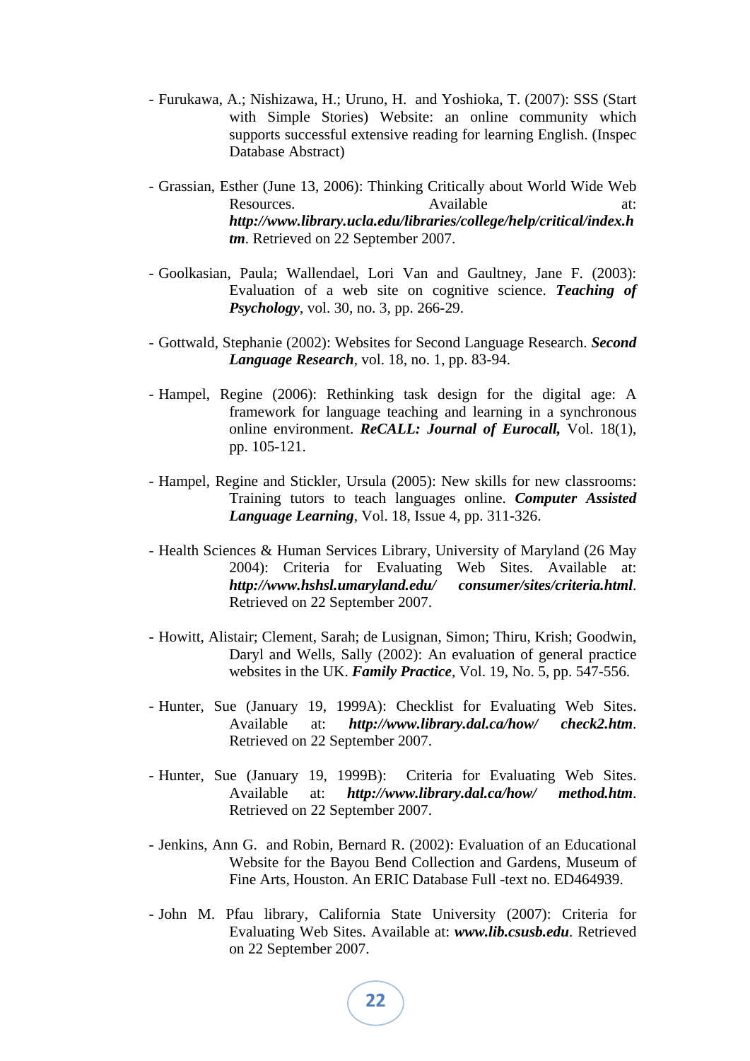- Furukawa, A.; Nishizawa, H.; Uruno, H. and Yoshioka, T. (2007): SSS (Start with Simple Stories) Website: an online community which supports successful extensive reading for learning English. (Inspec Database Abstract)

- Grassian, Esther (June 13, 2006): Thinking Critically about World Wide Web Resources. Available at: ***http://www.library.ucla.edu/libraries/college/help/critical/index.htm***. Retrieved on 22 September 2007.

- Goolkasian, Paula; Wallendael, Lori Van and Gaultney, Jane F. (2003): Evaluation of a web site on cognitive science. ***Teaching of Psychology***, vol. 30, no. 3, pp. 266-29.

- Gottwald, Stephanie (2002): Websites for Second Language Research. ***Second Language Research***, vol. 18, no. 1, pp. 83-94.

- Hampel, Regine (2006): Rethinking task design for the digital age: A framework for language teaching and learning in a synchronous online environment. ***ReCALL: Journal of Eurocall,*** Vol. 18(1), pp. 105-121.

- Hampel, Regine and Stickler, Ursula (2005): New skills for new classrooms: Training tutors to teach languages online. ***Computer Assisted Language Learning***, Vol. 18, Issue 4, pp. 311-326.

- Health Sciences & Human Services Library, University of Maryland (26 May 2004): Criteria for Evaluating Web Sites. Available at: ***http://www.hshsl.umaryland.edu/ consumer/sites/criteria.html***. Retrieved on 22 September 2007.

- Howitt, Alistair; Clement, Sarah; de Lusignan, Simon; Thiru, Krish; Goodwin, Daryl and Wells, Sally (2002): An evaluation of general practice websites in the UK. ***Family Practice***, Vol. 19, No. 5, pp. 547-556.

- Hunter, Sue (January 19, 1999A): Checklist for Evaluating Web Sites. Available at: ***http://www.library.dal.ca/how/ check2.htm***. Retrieved on 22 September 2007.

- Hunter, Sue (January 19, 1999B): Criteria for Evaluating Web Sites. Available at: ***http://www.library.dal.ca/how/ method.htm***. Retrieved on 22 September 2007.

- Jenkins, Ann G. and Robin, Bernard R. (2002): Evaluation of an Educational Website for the Bayou Bend Collection and Gardens, Museum of Fine Arts, Houston. An ERIC Database Full -text no. ED464939.

- John M. Pfau library, California State University (2007): Criteria for Evaluating Web Sites. Available at: ***www.lib.csusb.edu***. Retrieved on 22 September 2007.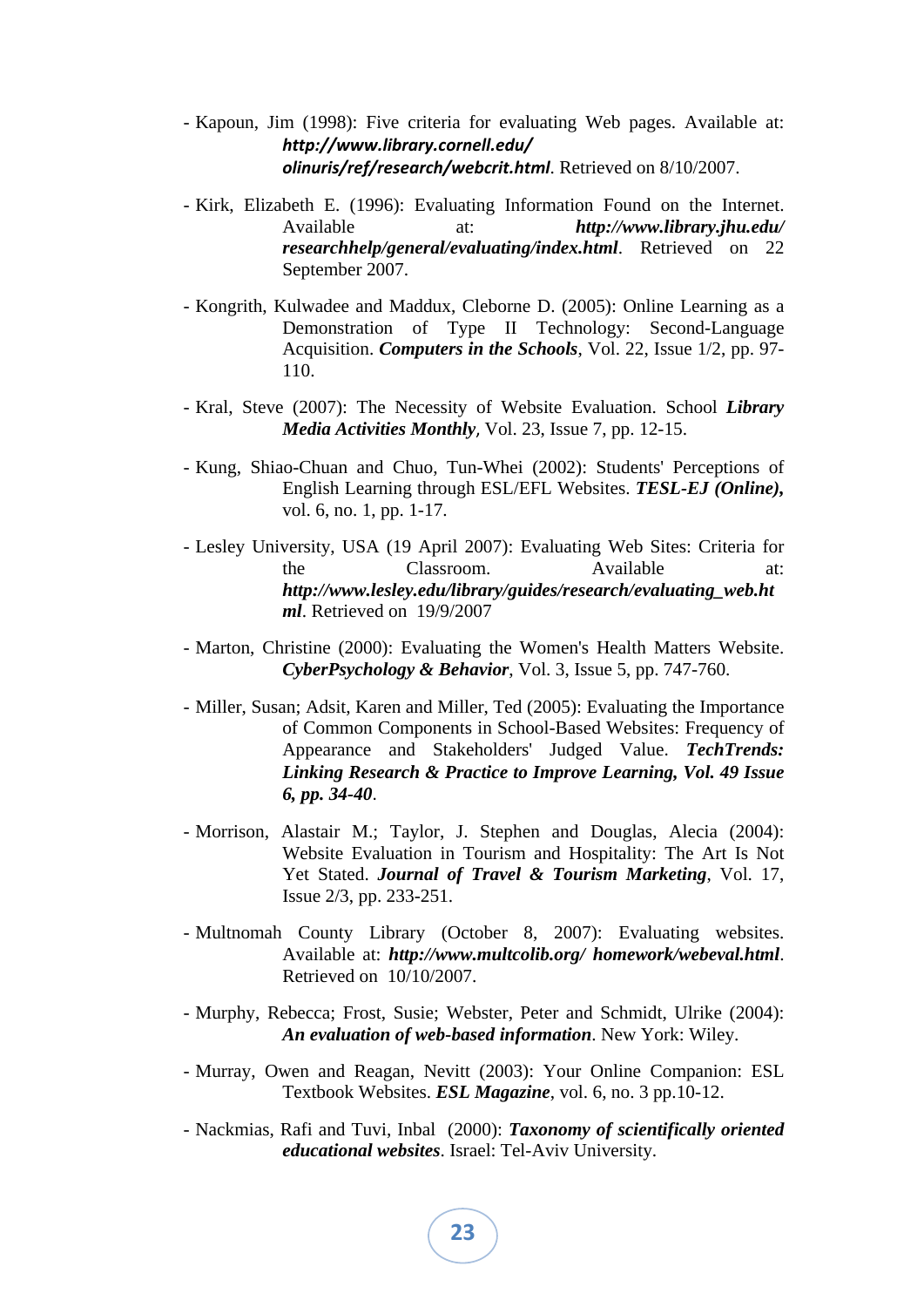- Kapoun, Jim (1998): Five criteria for evaluating Web pages. Available at: ***http://www.library.cornell.edu/olinuris/ref/research/webcrit.html***. Retrieved on 8/10/2007.

- Kirk, Elizabeth E. (1996): Evaluating Information Found on the Internet. Available at: ***http://www.library.jhu.edu/researchhelp/general/evaluating/index.html***. Retrieved on 22 September 2007.

- Kongrith, Kulwadee and Maddux, Cleborne D. (2005): Online Learning as a Demonstration of Type II Technology: Second-Language Acquisition. ***Computers in the Schools***, Vol. 22, Issue 1/2, pp. 97-110.

- Kral, Steve (2007): The Necessity of Website Evaluation. School ***Library Media Activities Monthly***, Vol. 23, Issue 7, pp. 12-15.

- Kung, Shiao-Chuan and Chuo, Tun-Whei (2002): Students' Perceptions of English Learning through ESL/EFL Websites. ***TESL-EJ (Online),*** vol. 6, no. 1, pp. 1-17.

- Lesley University, USA (19 April 2007): Evaluating Web Sites: Criteria for the Classroom. Available at: ***http://www.lesley.edu/library/guides/research/evaluating_web.html***. Retrieved on 19/9/2007

- Marton, Christine (2000): Evaluating the Women's Health Matters Website. ***CyberPsychology & Behavior***, Vol. 3, Issue 5, pp. 747-760.

- Miller, Susan; Adsit, Karen and Miller, Ted (2005): Evaluating the Importance of Common Components in School-Based Websites: Frequency of Appearance and Stakeholders' Judged Value. ***TechTrends: Linking Research & Practice to Improve Learning, Vol. 49 Issue 6, pp. 34-40***.

- Morrison, Alastair M.; Taylor, J. Stephen and Douglas, Alecia (2004): Website Evaluation in Tourism and Hospitality: The Art Is Not Yet Stated. ***Journal of Travel & Tourism Marketing***, Vol. 17, Issue 2/3, pp. 233-251.

- Multnomah County Library (October 8, 2007): Evaluating websites. Available at: ***http://www.multcolib.org/ homework/webeval.html***. Retrieved on 10/10/2007.

- Murphy, Rebecca; Frost, Susie; Webster, Peter and Schmidt, Ulrike (2004): ***An evaluation of web-based information***. New York: Wiley.

- Murray, Owen and Reagan, Nevitt (2003): Your Online Companion: ESL Textbook Websites. ***ESL Magazine***, vol. 6, no. 3 pp.10-12.

- Nackmias, Rafi and Tuvi, Inbal (2000): ***Taxonomy of scientifically oriented educational websites***. Israel: Tel-Aviv University.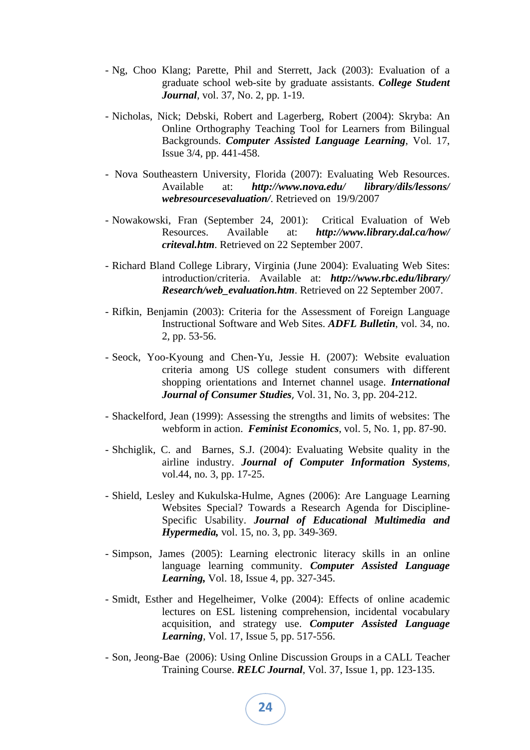- Ng, Choo Klang; Parette, Phil and Sterrett, Jack (2003): Evaluation of a graduate school web-site by graduate assistants. ***College Student Journal***, vol. 37, No. 2, pp. 1-19.

- Nicholas, Nick; Debski, Robert and Lagerberg, Robert (2004): Skryba: An Online Orthography Teaching Tool for Learners from Bilingual Backgrounds. ***Computer Assisted Language Learning***, Vol. 17, Issue 3/4, pp. 441-458.

- Nova Southeastern University, Florida (2007): Evaluating Web Resources. Available at: ***http://www.nova.edu/ library/dils/lessons/ webresourcesevaluation/***. Retrieved on 19/9/2007

- Nowakowski, Fran (September 24, 2001): Critical Evaluation of Web Resources. Available at: ***http://www.library.dal.ca/how/ criteval.htm***. Retrieved on 22 September 2007.

- Richard Bland College Library, Virginia (June 2004): Evaluating Web Sites: introduction/criteria. Available at: ***http://www.rbc.edu/library/ Research/web_evaluation.htm***. Retrieved on 22 September 2007.

- Rifkin, Benjamin (2003): Criteria for the Assessment of Foreign Language Instructional Software and Web Sites. ***ADFL Bulletin***, vol. 34, no. 2, pp. 53-56.

- Seock, Yoo-Kyoung and Chen-Yu, Jessie H. (2007): Website evaluation criteria among US college student consumers with different shopping orientations and Internet channel usage. ***International Journal of Consumer Studies***, Vol. 31, No. 3, pp. 204-212.

- Shackelford, Jean (1999): Assessing the strengths and limits of websites: The webform in action. ***Feminist Economics***, vol. 5, No. 1, pp. 87-90.

- Shchiglik, C. and Barnes, S.J. (2004): Evaluating Website quality in the airline industry. ***Journal of Computer Information Systems***, vol.44, no. 3, pp. 17-25.

- Shield, Lesley and Kukulska-Hulme, Agnes (2006): Are Language Learning Websites Special? Towards a Research Agenda for Discipline-Specific Usability. ***Journal of Educational Multimedia and Hypermedia,*** vol. 15, no. 3, pp. 349-369.

- Simpson, James (2005): Learning electronic literacy skills in an online language learning community. ***Computer Assisted Language Learning,*** Vol. 18, Issue 4, pp. 327-345.

- Smidt, Esther and Hegelheimer, Volke (2004): Effects of online academic lectures on ESL listening comprehension, incidental vocabulary acquisition, and strategy use. ***Computer Assisted Language Learning***, Vol. 17, Issue 5, pp. 517-556.

- Son, Jeong-Bae (2006): Using Online Discussion Groups in a CALL Teacher Training Course. ***RELC Journal***, Vol. 37, Issue 1, pp. 123-135.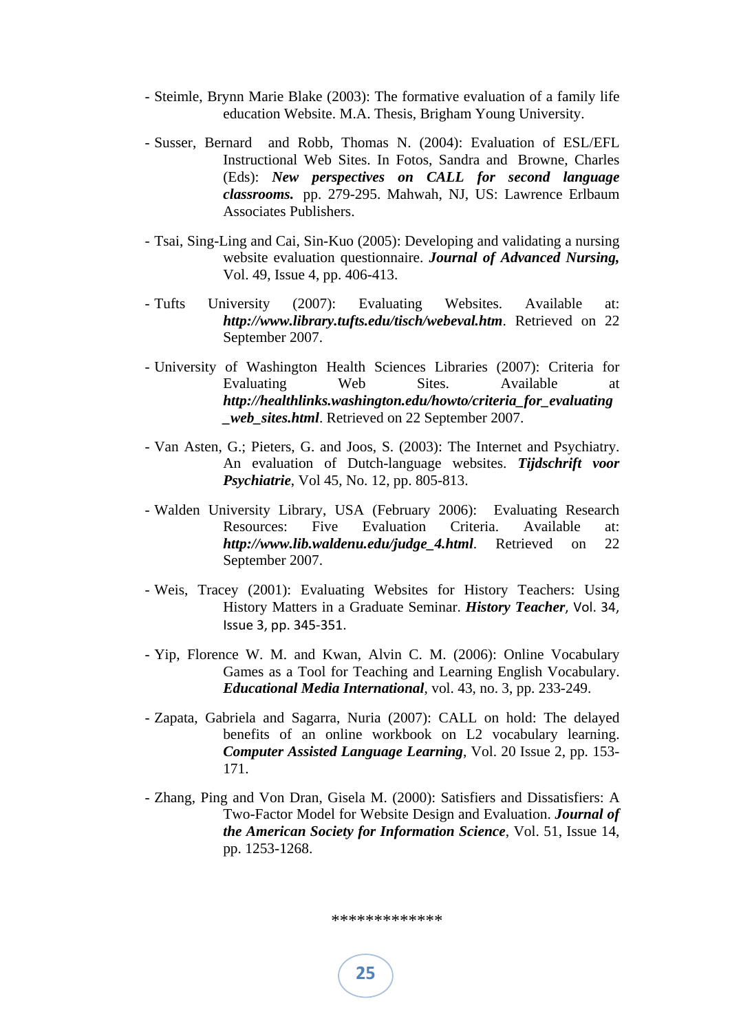- Steimle, Brynn Marie Blake (2003): The formative evaluation of a family life education Website. M.A. Thesis, Brigham Young University.

- Susser, Bernard and Robb, Thomas N. (2004): Evaluation of ESL/EFL Instructional Web Sites. In Fotos, Sandra and Browne, Charles (Eds): ***New perspectives on CALL for second language classrooms.*** pp. 279-295. Mahwah, NJ, US: Lawrence Erlbaum Associates Publishers.

- Tsai, Sing-Ling and Cai, Sin-Kuo (2005): Developing and validating a nursing website evaluation questionnaire. ***Journal of Advanced Nursing,*** Vol. 49, Issue 4, pp. 406-413.

- Tufts University (2007): Evaluating Websites. Available at: ***http://www.library.tufts.edu/tisch/webeval.htm***. Retrieved on 22 September 2007.

- University of Washington Health Sciences Libraries (2007): Criteria for Evaluating Web Sites. Available at ***http://healthlinks.washington.edu/howto/criteria_for_evaluating_web_sites.html***. Retrieved on 22 September 2007.

- Van Asten, G.; Pieters, G. and Joos, S. (2003): The Internet and Psychiatry. An evaluation of Dutch-language websites. ***Tijdschrift voor Psychiatrie***, Vol 45, No. 12, pp. 805-813.

- Walden University Library, USA (February 2006): Evaluating Research Resources: Five Evaluation Criteria. Available at: ***http://www.lib.waldenu.edu/judge_4.html***. Retrieved on 22 September 2007.

- Weis, Tracey (2001): Evaluating Websites for History Teachers: Using History Matters in a Graduate Seminar. ***History Teacher***, Vol. 34, Issue 3, pp. 345-351.

- Yip, Florence W. M. and Kwan, Alvin C. M. (2006): Online Vocabulary Games as a Tool for Teaching and Learning English Vocabulary. ***Educational Media International***, vol. 43, no. 3, pp. 233-249.

- Zapata, Gabriela and Sagarra, Nuria (2007): CALL on hold: The delayed benefits of an online workbook on L2 vocabulary learning. ***Computer Assisted Language Learning***, Vol. 20 Issue 2, pp. 153-171.

- Zhang, Ping and Von Dran, Gisela M. (2000): Satisfiers and Dissatisfiers: A Two-Factor Model for Website Design and Evaluation. ***Journal of the American Society for Information Science***, Vol. 51, Issue 14, pp. 1253-1268.

*************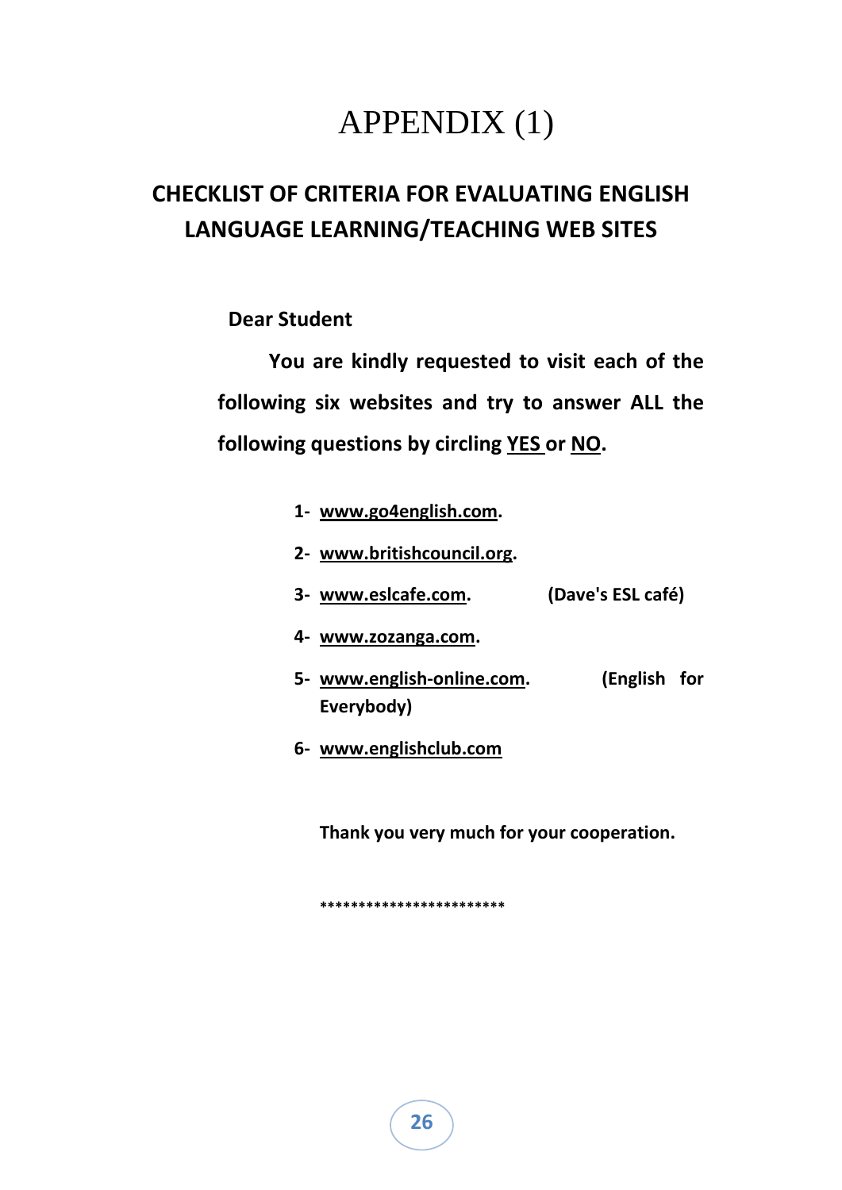# APPENDIX (1)

## CHECKLIST OF CRITERIA FOR EVALUATING ENGLISH LANGUAGE LEARNING/TEACHING WEB SITES

**Dear Student**

**You are kindly requested to visit each of the following six websites and try to answer ALL the following questions by circling <u>YES</u> or <u>NO</u>.**

1. **www.go4english.com.**
2. **www.britishcouncil.org.**
3. **www.eslcafe.com.** **(Dave's ESL café)**
4. **www.zozanga.com.**
5. **www.english-online.com.** **(English for Everybody)**
6. **www.englishclub.com**

**Thank you very much for your cooperation.**

************************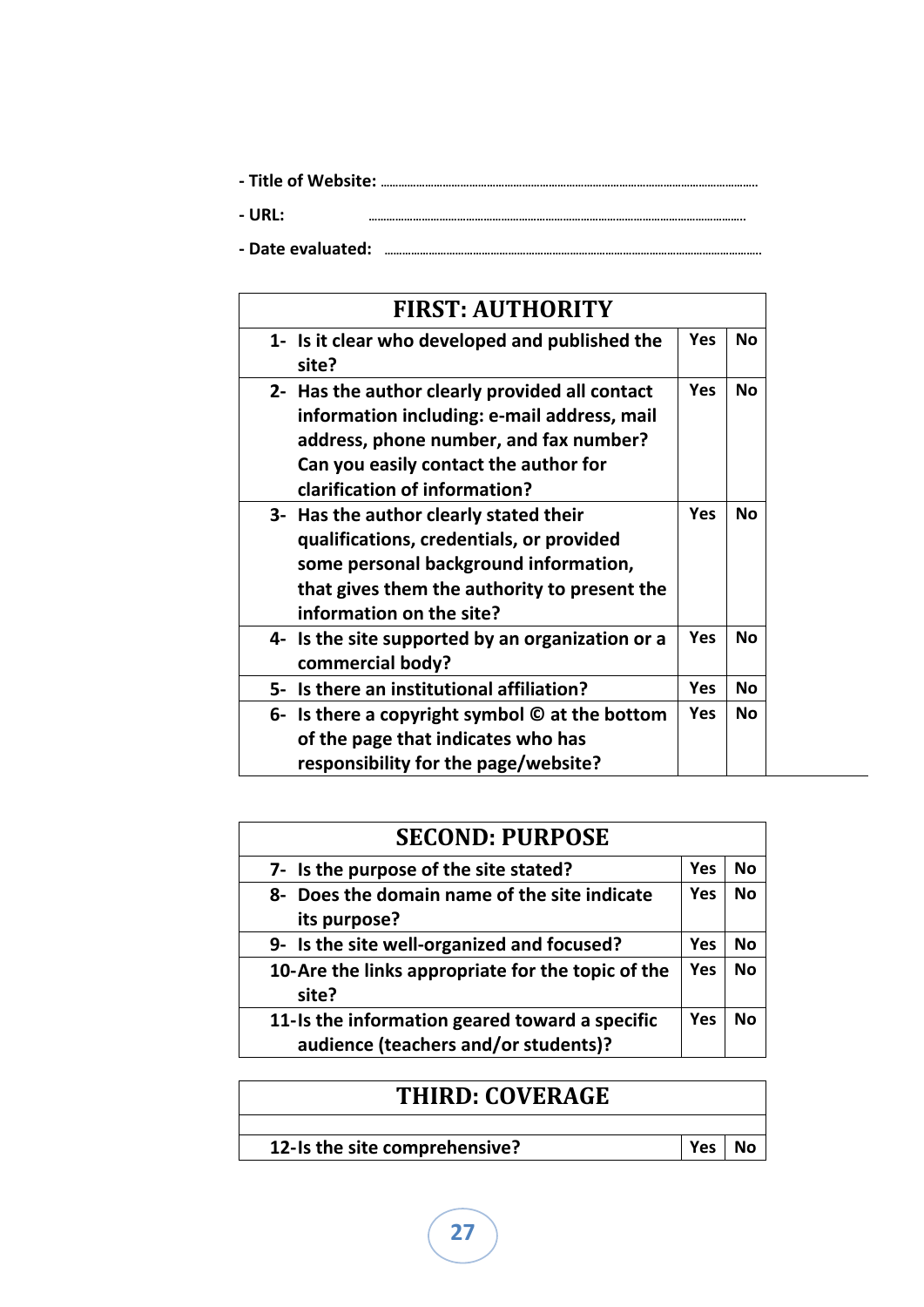- **Title of Website:** ……………………………………………………………………………………………………………

- **URL:** ……………………………………………………………………………………………………………

- **Date evaluated:** ……………………………………………………………………………………………………………

| FIRST: AUTHORITY | | |
|---|---|---|
| 1- Is it clear who developed and published the site? | Yes | No |
| 2- Has the author clearly provided all contact information including: e-mail address, mail address, phone number, and fax number? Can you easily contact the author for clarification of information? | Yes | No |
| 3- Has the author clearly stated their qualifications, credentials, or provided some personal background information, that gives them the authority to present the information on the site? | Yes | No |
| 4- Is the site supported by an organization or a commercial body? | Yes | No |
| 5- Is there an institutional affiliation? | Yes | No |
| 6- Is there a copyright symbol © at the bottom of the page that indicates who has responsibility for the page/website? | Yes | No |

| SECOND: PURPOSE | | |
|---|---|---|
| 7- Is the purpose of the site stated? | Yes | No |
| 8- Does the domain name of the site indicate its purpose? | Yes | No |
| 9- Is the site well-organized and focused? | Yes | No |
| 10- Are the links appropriate for the topic of the site? | Yes | No |
| 11- Is the information geared toward a specific audience (teachers and/or students)? | Yes | No |

| THIRD: COVERAGE | | |
|---|---|---|
| | | |
| 12- Is the site comprehensive? | Yes | No |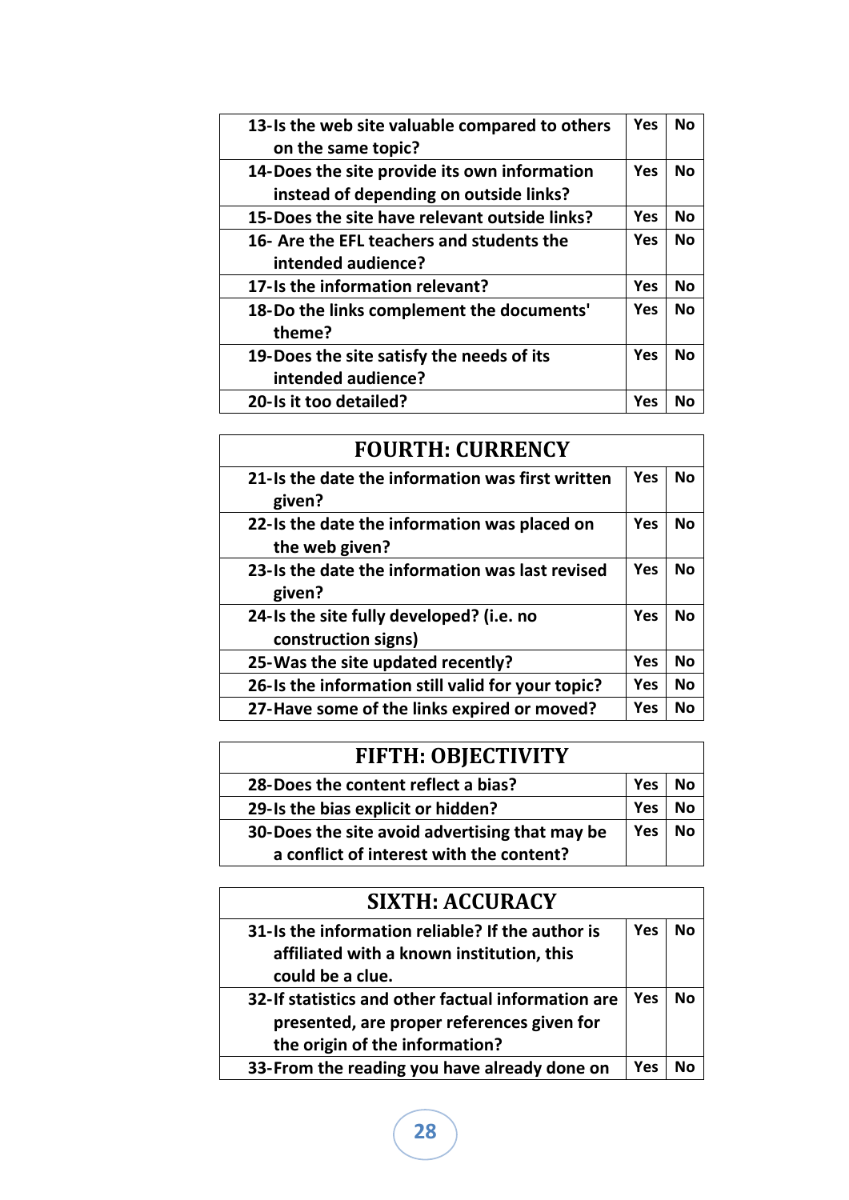| | | |
|---|---|---|
| 13-Is the web site valuable compared to others on the same topic? | Yes | No |
| 14-Does the site provide its own information instead of depending on outside links? | Yes | No |
| 15-Does the site have relevant outside links? | Yes | No |
| 16- Are the EFL teachers and students the intended audience? | Yes | No |
| 17-Is the information relevant? | Yes | No |
| 18-Do the links complement the documents' theme? | Yes | No |
| 19-Does the site satisfy the needs of its intended audience? | Yes | No |
| 20-Is it too detailed? | Yes | No |

| FOURTH: CURRENCY | | |
|---|---|---|
| 21-Is the date the information was first written given? | Yes | No |
| 22-Is the date the information was placed on the web given? | Yes | No |
| 23-Is the date the information was last revised given? | Yes | No |
| 24-Is the site fully developed? (i.e. no construction signs) | Yes | No |
| 25-Was the site updated recently? | Yes | No |
| 26-Is the information still valid for your topic? | Yes | No |
| 27-Have some of the links expired or moved? | Yes | No |

| FIFTH: OBJECTIVITY | | |
|---|---|---|
| 28-Does the content reflect a bias? | Yes | No |
| 29-Is the bias explicit or hidden? | Yes | No |
| 30-Does the site avoid advertising that may be a conflict of interest with the content? | Yes | No |

| SIXTH: ACCURACY | | |
|---|---|---|
| 31-Is the information reliable? If the author is affiliated with a known institution, this could be a clue. | Yes | No |
| 32-If statistics and other factual information are presented, are proper references given for the origin of the information? | Yes | No |
| 33-From the reading you have already done on | Yes | No |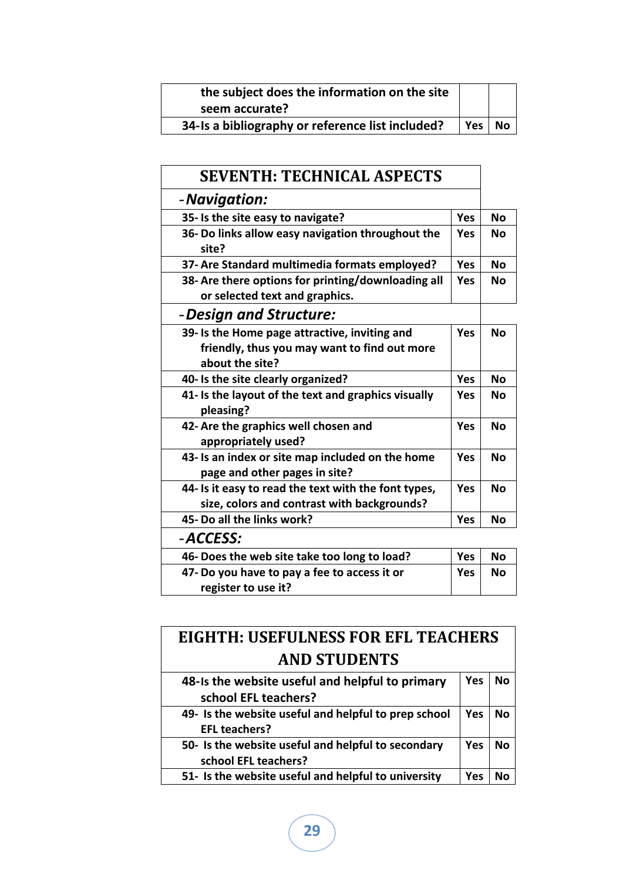| | | |
|---|---|---|
| the subject does the information on the site seem accurate? | | |
| 34-Is a bibliography or reference list included? | Yes | No |

| SEVENTH: TECHNICAL ASPECTS | | |
|---|---|---|
| -*Navigation:* | | |
| 35- Is the site easy to navigate? | Yes | No |
| 36- Do links allow easy navigation throughout the site? | Yes | No |
| 37- Are Standard multimedia formats employed? | Yes | No |
| 38- Are there options for printing/downloading all or selected text and graphics. | Yes | No |
| -*Design and Structure:* | | |
| 39- Is the Home page attractive, inviting and friendly, thus you may want to find out more about the site? | Yes | No |
| 40- Is the site clearly organized? | Yes | No |
| 41- Is the layout of the text and graphics visually pleasing? | Yes | No |
| 42- Are the graphics well chosen and appropriately used? | Yes | No |
| 43- Is an index or site map included on the home page and other pages in site? | Yes | No |
| 44- Is it easy to read the text with the font types, size, colors and contrast with backgrounds? | Yes | No |
| 45- Do all the links work? | Yes | No |
| -*ACCESS:* | | |
| 46- Does the web site take too long to load? | Yes | No |
| 47- Do you have to pay a fee to access it or register to use it? | Yes | No |

| EIGHTH: USEFULNESS FOR EFL TEACHERS AND STUDENTS | | |
|---|---|---|
| 48-Is the website useful and helpful to primary school EFL teachers? | Yes | No |
| 49- Is the website useful and helpful to prep school EFL teachers? | Yes | No |
| 50- Is the website useful and helpful to secondary school EFL teachers? | Yes | No |
| 51- Is the website useful and helpful to university | Yes | No |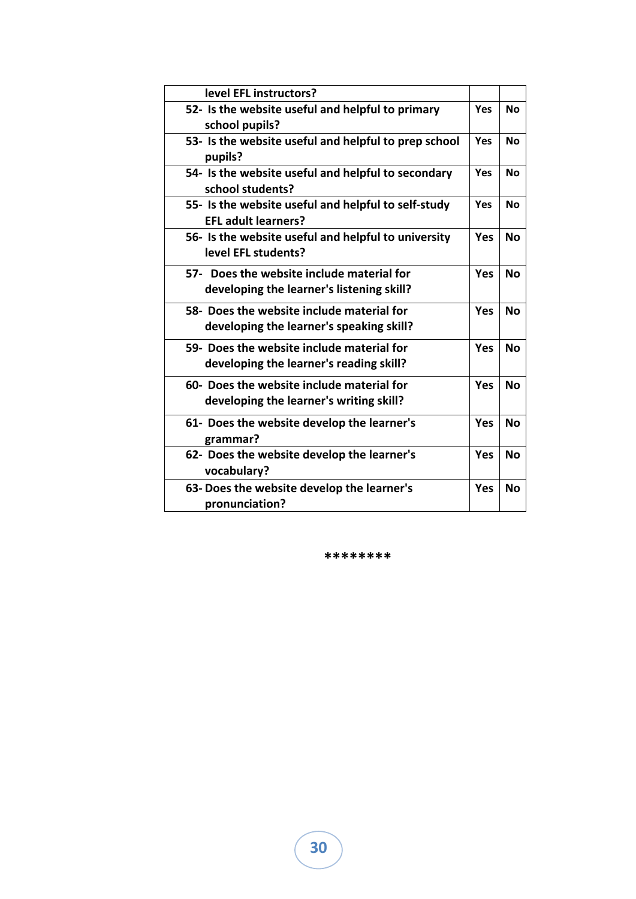| level EFL instructors? | | |
|---|---|---|
| 52- Is the website useful and helpful to primary school pupils? | Yes | No |
| 53- Is the website useful and helpful to prep school pupils? | Yes | No |
| 54- Is the website useful and helpful to secondary school students? | Yes | No |
| 55- Is the website useful and helpful to self-study EFL adult learners? | Yes | No |
| 56- Is the website useful and helpful to university level EFL students? | Yes | No |
| 57- Does the website include material for developing the learner's listening skill? | Yes | No |
| 58- Does the website include material for developing the learner's speaking skill? | Yes | No |
| 59- Does the website include material for developing the learner's reading skill? | Yes | No |
| 60- Does the website include material for developing the learner's writing skill? | Yes | No |
| 61- Does the website develop the learner's grammar? | Yes | No |
| 62- Does the website develop the learner's vocabulary? | Yes | No |
| 63- Does the website develop the learner's pronunciation? | Yes | No |

********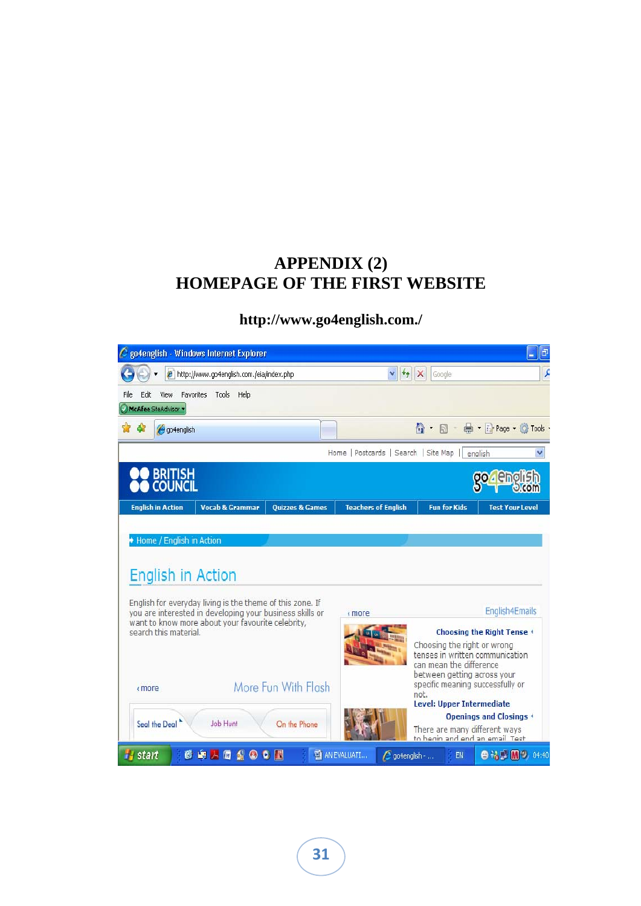# APPENDIX (2)
# HOMEPAGE OF THE FIRST WEBSITE

**http://www.go4english.com./**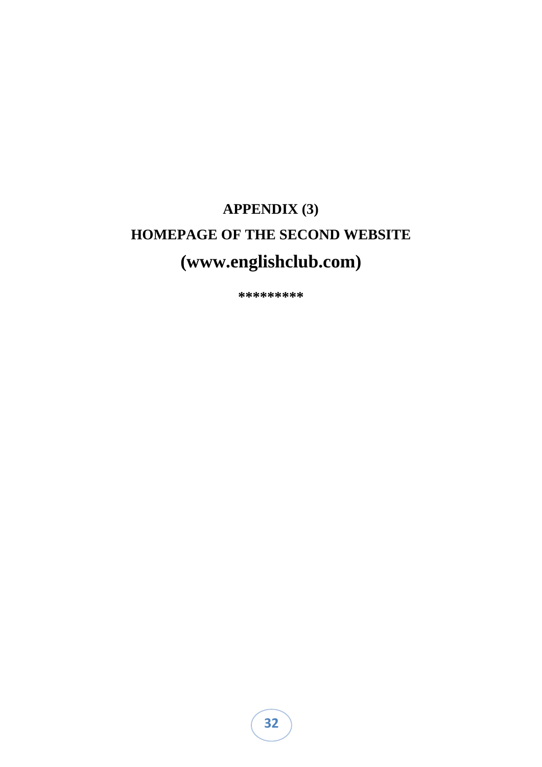# APPENDIX (3)

# HOMEPAGE OF THE SECOND WEBSITE

# (www.englishclub.com)

*********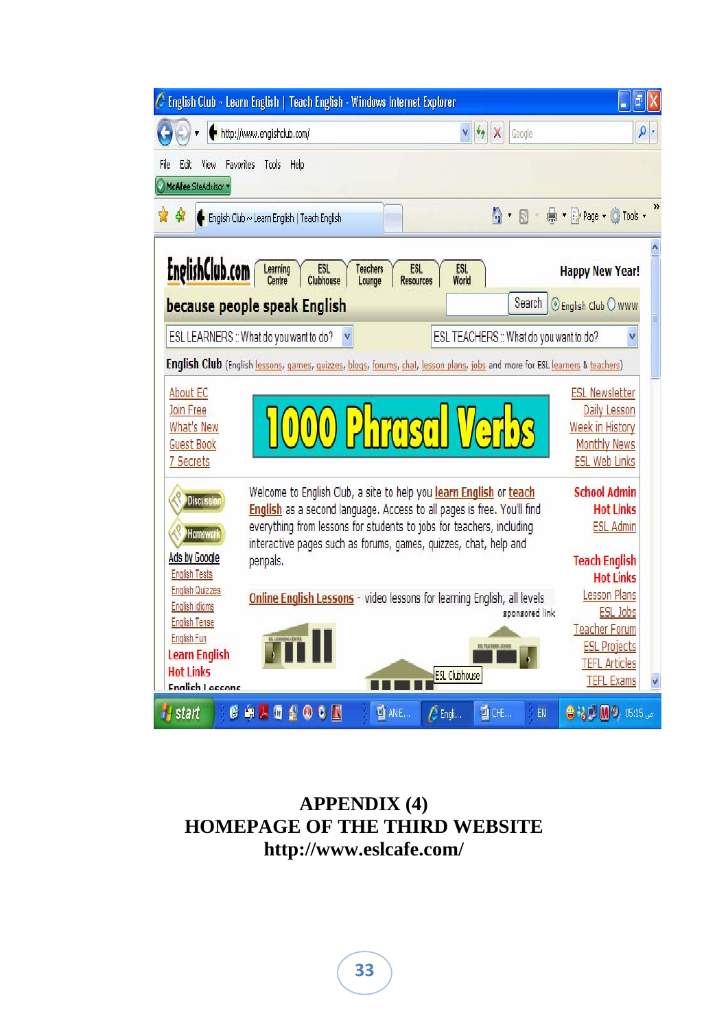# APPENDIX (4)
# HOMEPAGE OF THE THIRD WEBSITE
# http://www.eslcafe.com/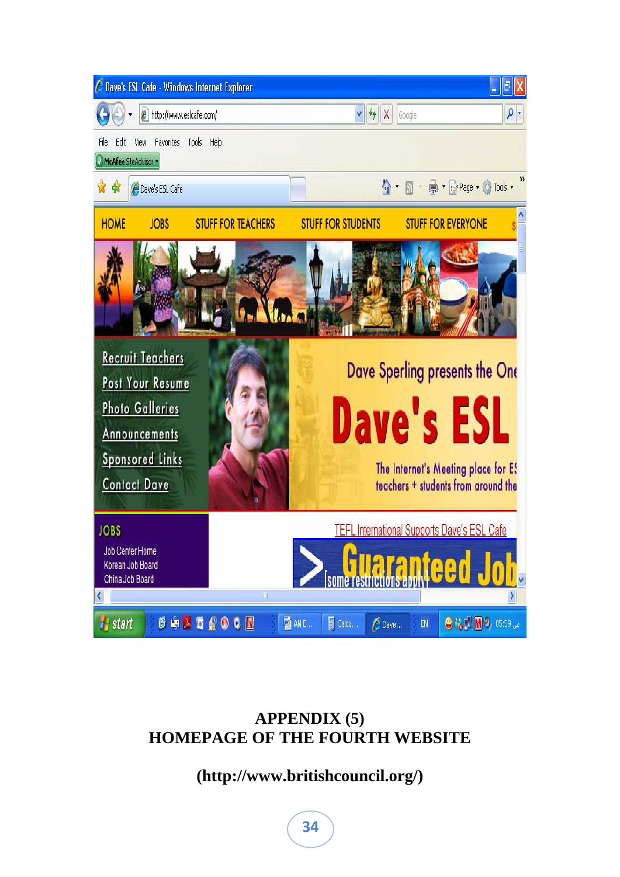## APPENDIX (5)
## HOMEPAGE OF THE FOURTH WEBSITE

**(http://www.britishcouncil.org/)**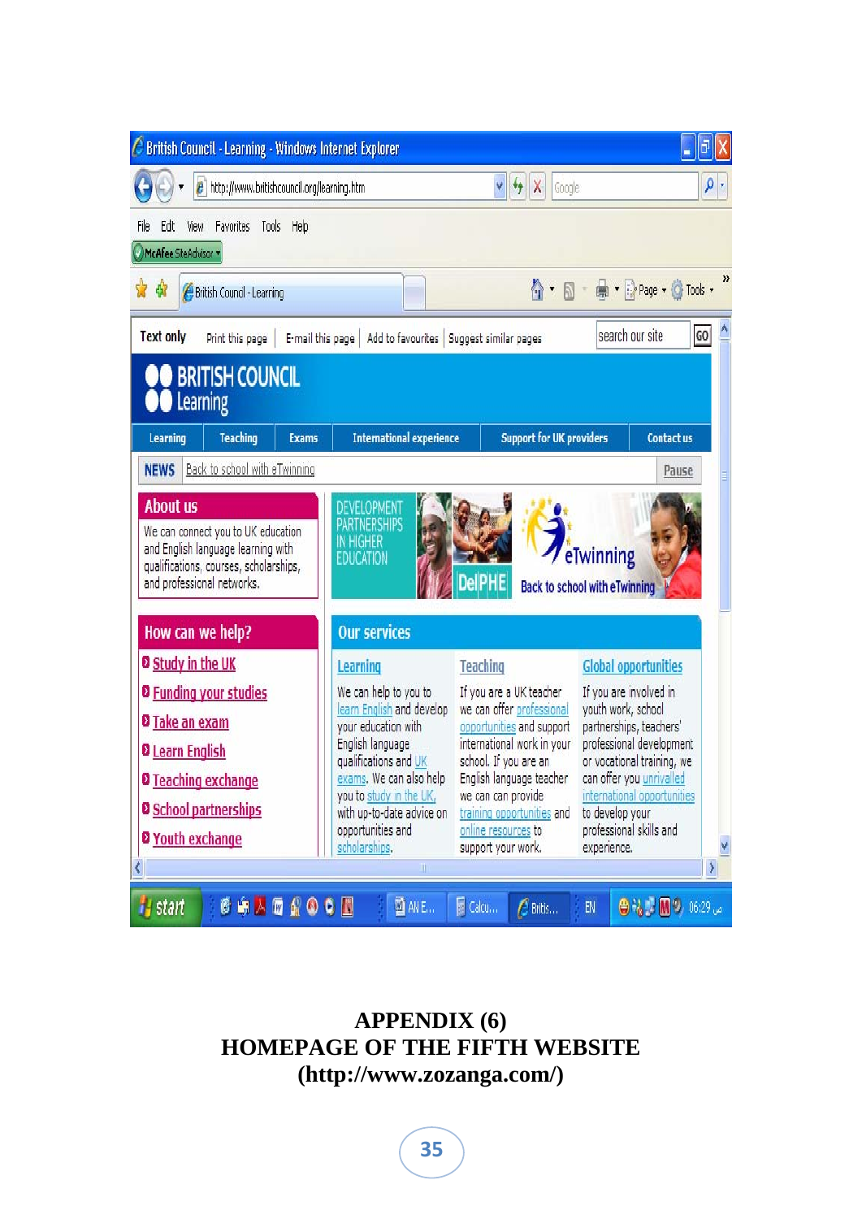**APPENDIX (6)**
**HOMEPAGE OF THE FIFTH WEBSITE**
**(http://www.zozanga.com/)**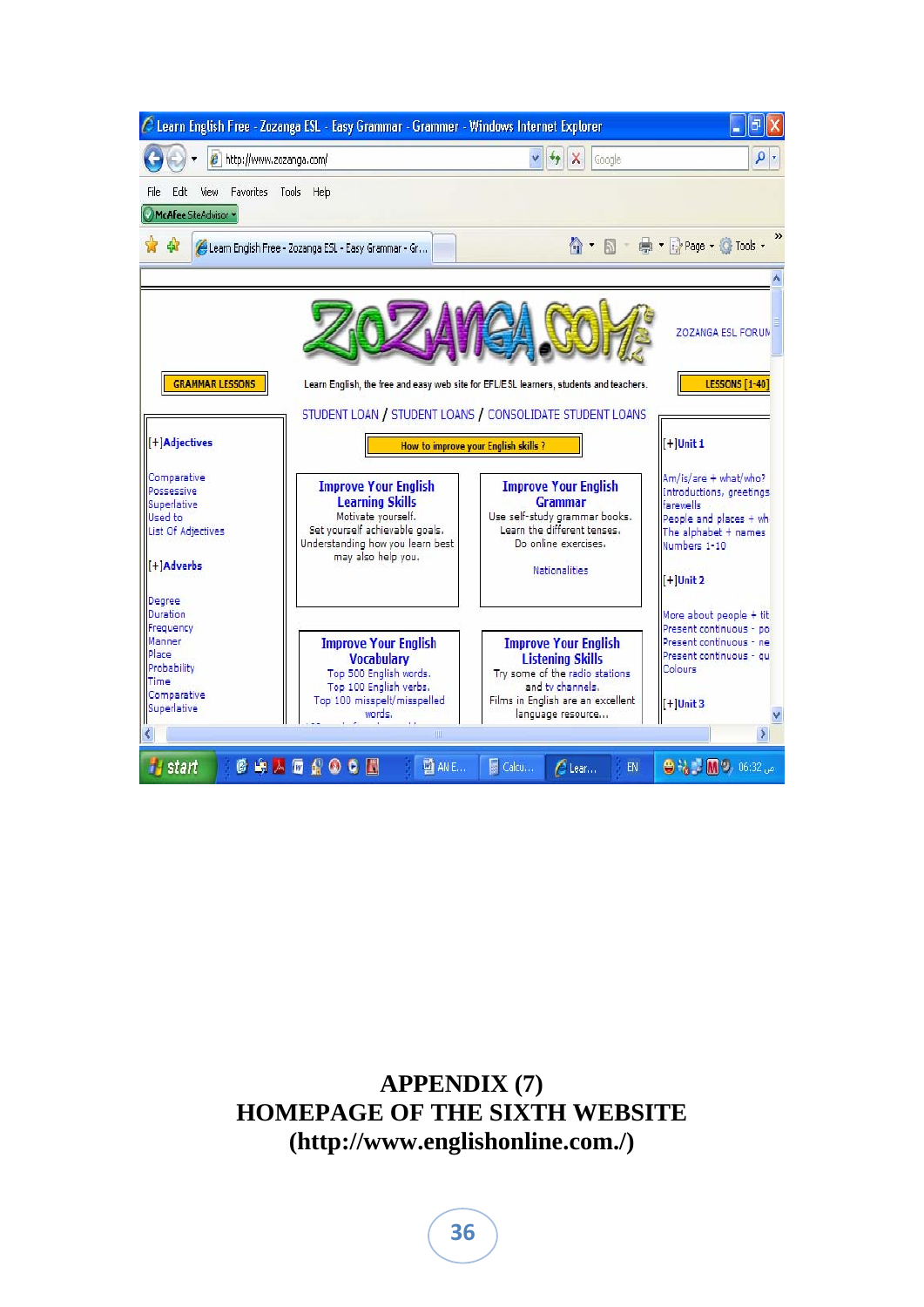**APPENDIX (7)**

**HOMEPAGE OF THE SIXTH WEBSITE**

**(http://www.englishonline.com./)**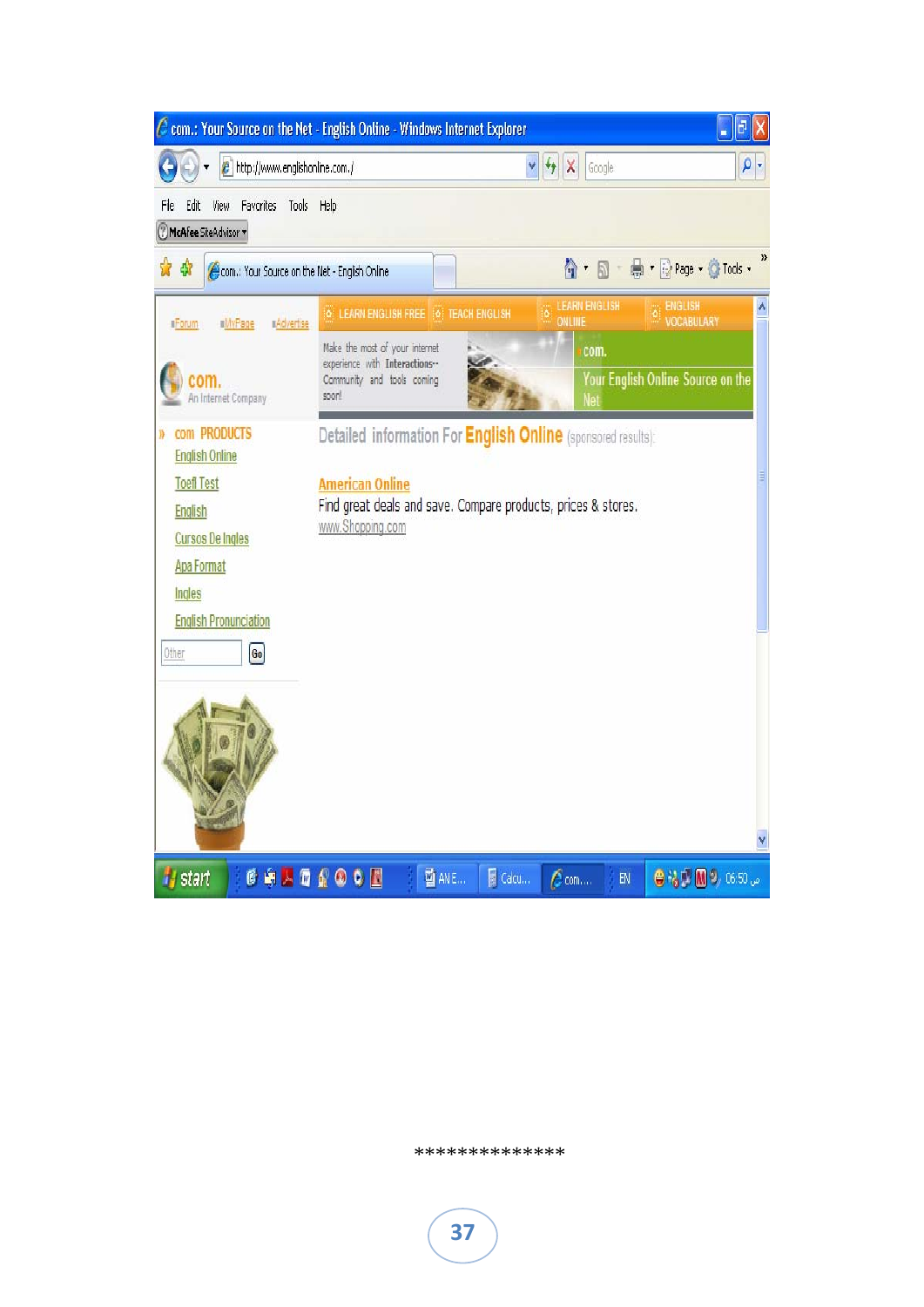com.: Your Source on the Net - English Online - Windows Internet Explorer

http://www.englishonline.com./

File Edit View Favorites Tools Help

McAfee SiteAdvisor

com.: Your Source on the Net - English Online

Forum MyPage Advertise

LEARN ENGLISH FREE | TEACH ENGLISH | LEARN ENGLISH ONLINE | ENGLISH VOCABULARY

com. An Internet Company

Make the most of your internet experience with Interactions-- Community and tools coming soon!

com.

Your English Online Source on the Net

» com PRODUCTS

- English Online
- Toefl Test
- English
- Cursos De Ingles
- Apa Format
- Ingles
- English Pronunciation

Other Go

Detailed information For English Online (sponsored results):

American Online

Find great deals and save. Compare products, prices & stores.

www.Shopping.com

start ANE... Calcu... com... EN 06:50

*************